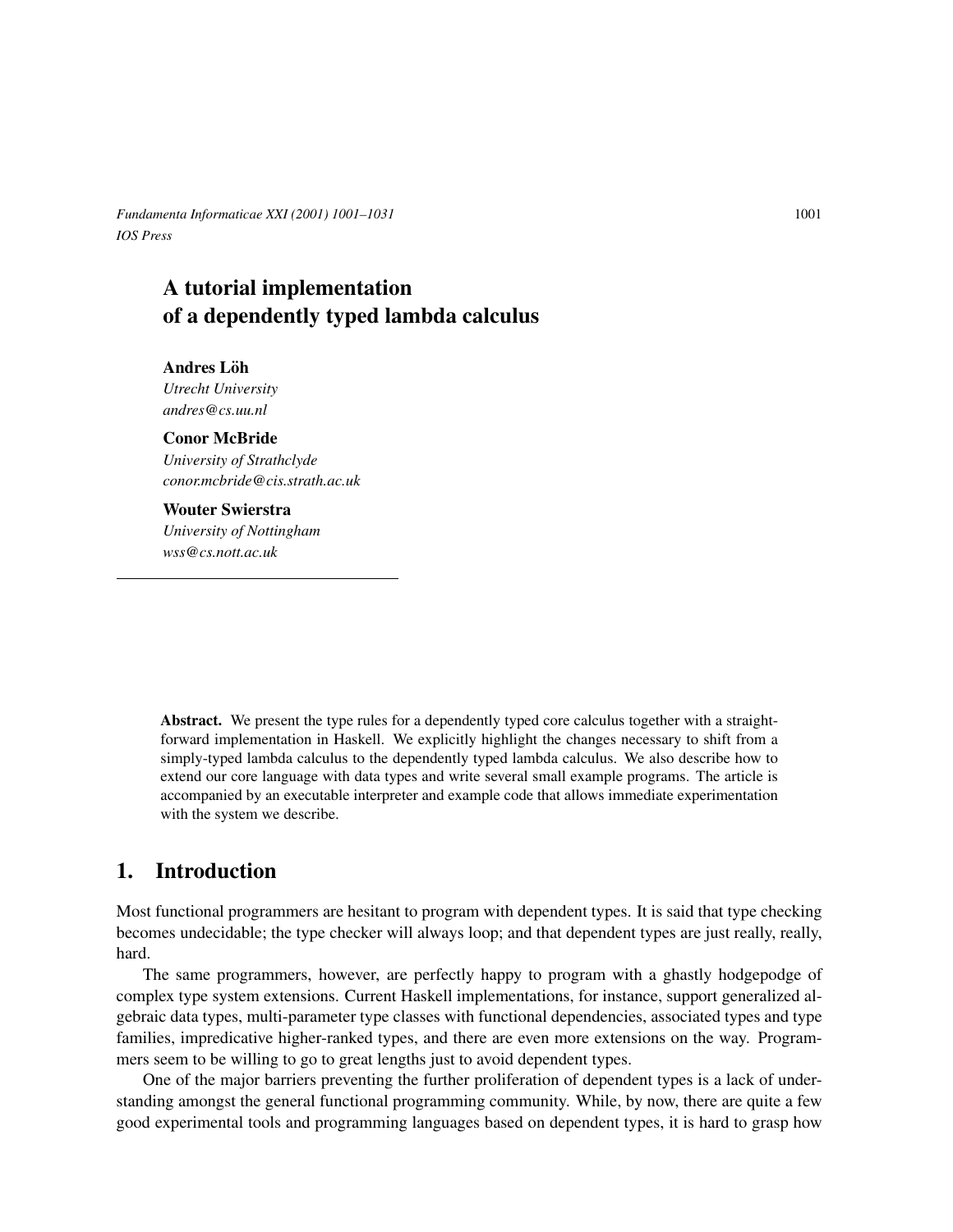# A tutorial implementation of a dependently typed lambda calculus

**Andres Löh**
*Utrecht University*
*andres@cs.uu.nl*

**Conor McBride**
*University of Strathclyde*
*conor.mcbride@cis.strath.ac.uk*

**Wouter Swierstra**
*University of Nottingham*
*wss@cs.nott.ac.uk*

---

**Abstract.** We present the type rules for a dependently typed core calculus together with a straightforward implementation in Haskell. We explicitly highlight the changes necessary to shift from a simply-typed lambda calculus to the dependently typed lambda calculus. We also describe how to extend our core language with data types and write several small example programs. The article is accompanied by an executable interpreter and example code that allows immediate experimentation with the system we describe.

## 1. Introduction

Most functional programmers are hesitant to program with dependent types. It is said that type checking becomes undecidable; the type checker will always loop; and that dependent types are just really, really, hard.

The same programmers, however, are perfectly happy to program with a ghastly hodgepodge of complex type system extensions. Current Haskell implementations, for instance, support generalized algebraic data types, multi-parameter type classes with functional dependencies, associated types and type families, impredicative higher-ranked types, and there are even more extensions on the way. Programmers seem to be willing to go to great lengths just to avoid dependent types.

One of the major barriers preventing the further proliferation of dependent types is a lack of understanding amongst the general functional programming community. While, by now, there are quite a few good experimental tools and programming languages based on dependent types, it is hard to grasp how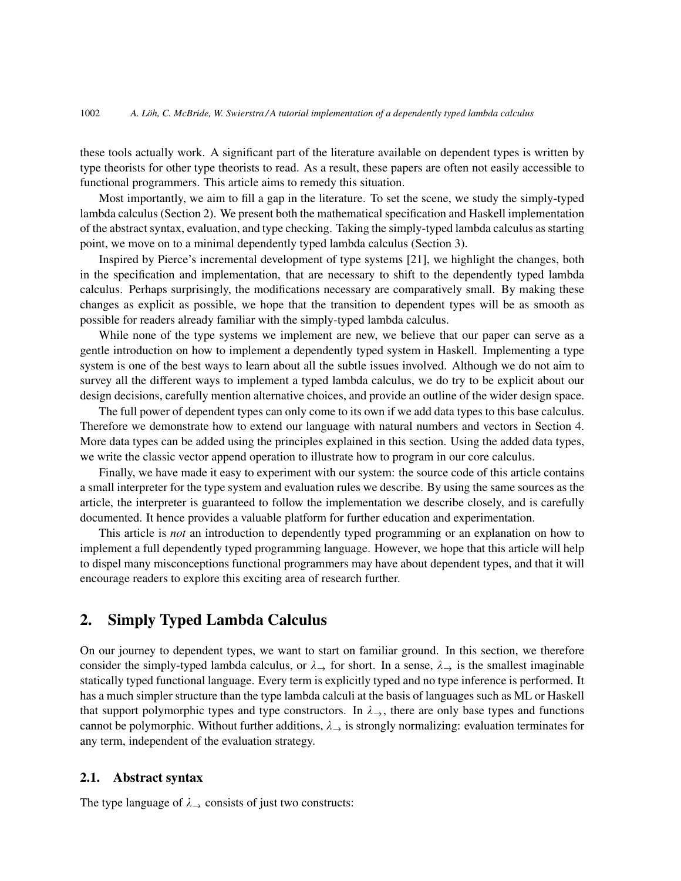these tools actually work. A significant part of the literature available on dependent types is written by type theorists for other type theorists to read. As a result, these papers are often not easily accessible to functional programmers. This article aims to remedy this situation.

Most importantly, we aim to fill a gap in the literature. To set the scene, we study the simply-typed lambda calculus (Section 2). We present both the mathematical specification and Haskell implementation of the abstract syntax, evaluation, and type checking. Taking the simply-typed lambda calculus as starting point, we move on to a minimal dependently typed lambda calculus (Section 3).

Inspired by Pierce's incremental development of type systems [21], we highlight the changes, both in the specification and implementation, that are necessary to shift to the dependently typed lambda calculus. Perhaps surprisingly, the modifications necessary are comparatively small. By making these changes as explicit as possible, we hope that the transition to dependent types will be as smooth as possible for readers already familiar with the simply-typed lambda calculus.

While none of the type systems we implement are new, we believe that our paper can serve as a gentle introduction on how to implement a dependently typed system in Haskell. Implementing a type system is one of the best ways to learn about all the subtle issues involved. Although we do not aim to survey all the different ways to implement a typed lambda calculus, we do try to be explicit about our design decisions, carefully mention alternative choices, and provide an outline of the wider design space.

The full power of dependent types can only come to its own if we add data types to this base calculus. Therefore we demonstrate how to extend our language with natural numbers and vectors in Section 4. More data types can be added using the principles explained in this section. Using the added data types, we write the classic vector append operation to illustrate how to program in our core calculus.

Finally, we have made it easy to experiment with our system: the source code of this article contains a small interpreter for the type system and evaluation rules we describe. By using the same sources as the article, the interpreter is guaranteed to follow the implementation we describe closely, and is carefully documented. It hence provides a valuable platform for further education and experimentation.

This article is *not* an introduction to dependently typed programming or an explanation on how to implement a full dependently typed programming language. However, we hope that this article will help to dispel many misconceptions functional programmers may have about dependent types, and that it will encourage readers to explore this exciting area of research further.

## 2. Simply Typed Lambda Calculus

On our journey to dependent types, we want to start on familiar ground. In this section, we therefore consider the simply-typed lambda calculus, or $\lambda_{\rightarrow}$ for short. In a sense, $\lambda_{\rightarrow}$ is the smallest imaginable statically typed functional language. Every term is explicitly typed and no type inference is performed. It has a much simpler structure than the type lambda calculi at the basis of languages such as ML or Haskell that support polymorphic types and type constructors. In $\lambda_{\rightarrow}$, there are only base types and functions cannot be polymorphic. Without further additions, $\lambda_{\rightarrow}$ is strongly normalizing: evaluation terminates for any term, independent of the evaluation strategy.

### 2.1. Abstract syntax

The type language of $\lambda_{\rightarrow}$ consists of just two constructs: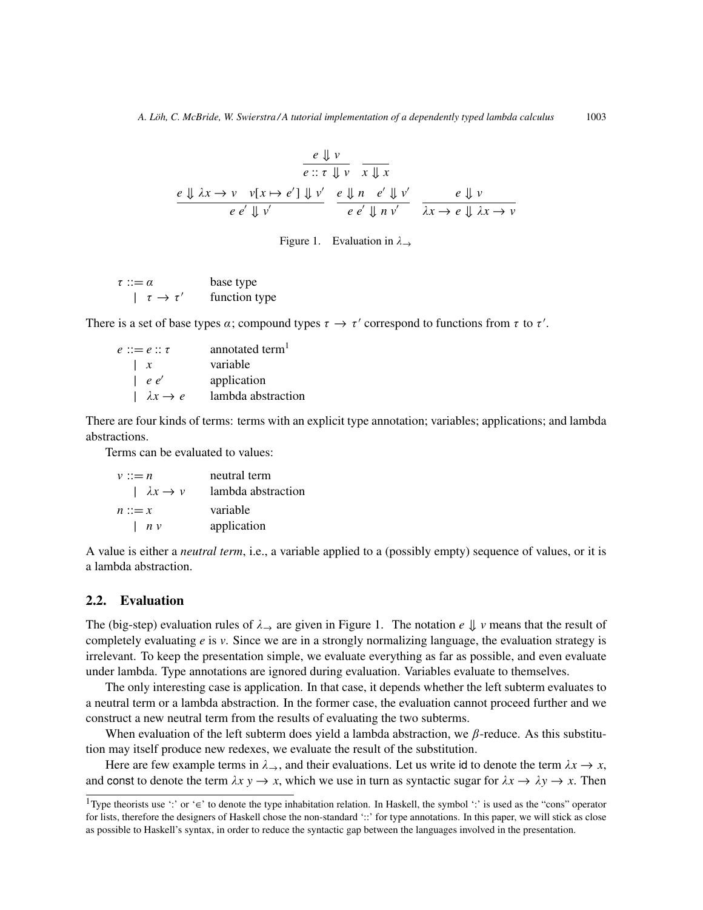$$\frac{e \Downarrow v}{e :: \tau \Downarrow v} \qquad \frac{}{x \Downarrow x}$$

$$\frac{e \Downarrow \lambda x \to v \quad v[x \mapsto e'] \Downarrow v'}{e\; e' \Downarrow v'} \qquad \frac{e \Downarrow n \quad e' \Downarrow v'}{e\; e' \Downarrow n\; v'} \qquad \frac{e \Downarrow v}{\lambda x \to e \Downarrow \lambda x \to v}$$

Figure 1. Evaluation in $\lambda_{\to}$

| | |
|---|---|
| $\tau ::= \alpha$ | base type |
| $\mid\ \tau \to \tau'$ | function type |

There is a set of base types $\alpha$; compound types $\tau \to \tau'$ correspond to functions from $\tau$ to $\tau'$.

| | |
|---|---|
| $e ::= e :: \tau$ | annotated term[1] |
| $\mid\ x$ | variable |
| $\mid\ e\; e'$ | application |
| $\mid\ \lambda x \to e$ | lambda abstraction |

There are four kinds of terms: terms with an explicit type annotation; variables; applications; and lambda abstractions.

Terms can be evaluated to values:

| | |
|---|---|
| $v ::= n$ | neutral term |
| $\mid\ \lambda x \to v$ | lambda abstraction |
| $n ::= x$ | variable |
| $\mid\ n\; v$ | application |

A value is either a *neutral term*, i.e., a variable applied to a (possibly empty) sequence of values, or it is a lambda abstraction.

## 2.2. Evaluation

The (big-step) evaluation rules of $\lambda_{\to}$ are given in Figure 1. The notation $e \Downarrow v$ means that the result of completely evaluating $e$ is $v$. Since we are in a strongly normalizing language, the evaluation strategy is irrelevant. To keep the presentation simple, we evaluate everything as far as possible, and even evaluate under lambda. Type annotations are ignored during evaluation. Variables evaluate to themselves.

The only interesting case is application. In that case, it depends whether the left subterm evaluates to a neutral term or a lambda abstraction. In the former case, the evaluation cannot proceed further and we construct a new neutral term from the results of evaluating the two subterms.

When evaluation of the left subterm does yield a lambda abstraction, we $\beta$-reduce. As this substitution may itself produce new redexes, we evaluate the result of the substitution.

Here are few example terms in $\lambda_{\to}$, and their evaluations. Let us write id to denote the term $\lambda x \to x$, and const to denote the term $\lambda x\; y \to x$, which we use in turn as syntactic sugar for $\lambda x \to \lambda y \to x$. Then

[1] Type theorists use ':' or '∈' to denote the type inhabitation relation. In Haskell, the symbol ':' is used as the "cons" operator for lists, therefore the designers of Haskell chose the non-standard '::' for type annotations. In this paper, we will stick as close as possible to Haskell's syntax, in order to reduce the syntactic gap between the languages involved in the presentation.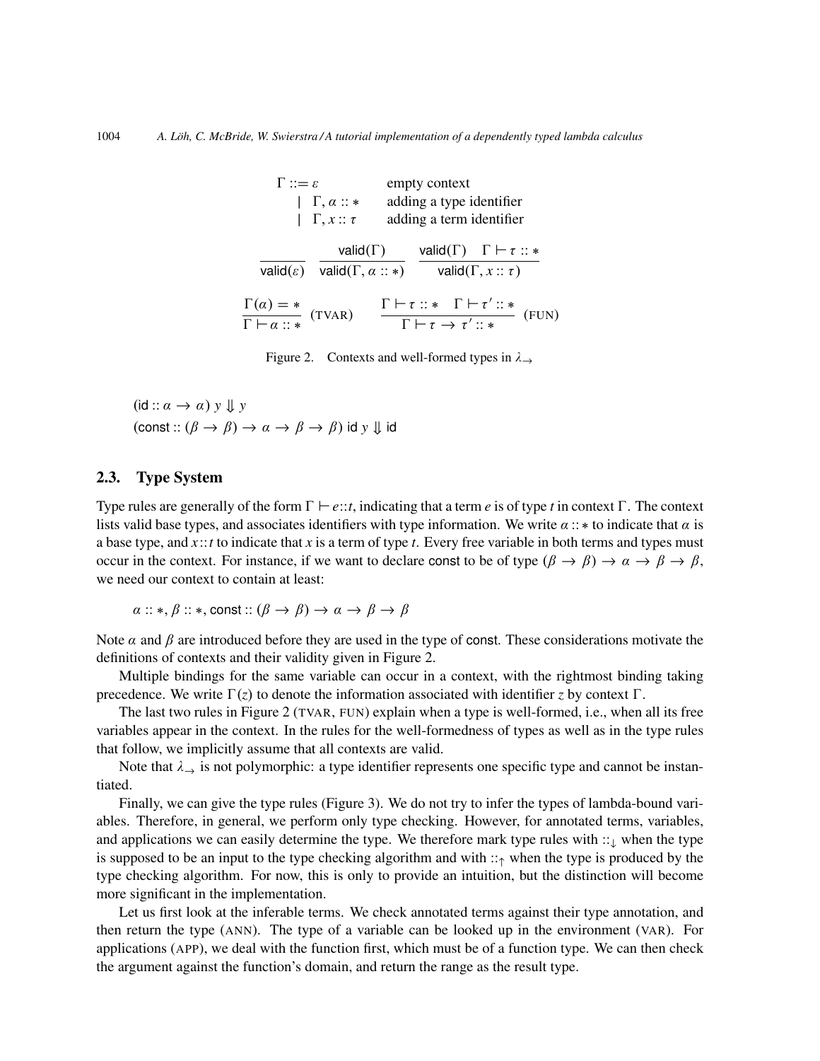$$
\begin{array}{lll}
\Gamma ::= \varepsilon & & \text{empty context} \\
\quad\mid\ \Gamma, \alpha :: * & & \text{adding a type identifier} \\
\quad\mid\ \Gamma, x :: \tau & & \text{adding a term identifier}
\end{array}
$$

$$
\frac{}{\mathsf{valid}(\varepsilon)} \qquad \frac{\mathsf{valid}(\Gamma)}{\mathsf{valid}(\Gamma, \alpha :: *)} \qquad \frac{\mathsf{valid}(\Gamma) \quad \Gamma \vdash \tau :: *}{\mathsf{valid}(\Gamma, x :: \tau)}
$$

$$
\frac{\Gamma(\alpha) = *}{\Gamma \vdash \alpha :: *}\ (\text{TVAR}) \qquad \frac{\Gamma \vdash \tau :: * \quad \Gamma \vdash \tau' :: *}{\Gamma \vdash \tau \to \tau' :: *}\ (\text{FUN})
$$

Figure 2. Contexts and well-formed types in $\lambda_{\to}$

$$
(\mathsf{id} :: \alpha \to \alpha)\ y \Downarrow y
$$
$$
(\mathsf{const} :: (\beta \to \beta) \to \alpha \to \beta \to \beta)\ \mathsf{id}\ y \Downarrow \mathsf{id}
$$

### 2.3. Type System

Type rules are generally of the form $\Gamma \vdash e :: t$, indicating that a term $e$ is of type $t$ in context $\Gamma$. The context lists valid base types, and associates identifiers with type information. We write $\alpha :: *$ to indicate that $\alpha$ is a base type, and $x :: t$ to indicate that $x$ is a term of type $t$. Every free variable in both terms and types must occur in the context. For instance, if we want to declare const to be of type $(\beta \to \beta) \to \alpha \to \beta \to \beta$, we need our context to contain at least:

$$
\alpha :: *, \beta :: *, \mathsf{const} :: (\beta \to \beta) \to \alpha \to \beta \to \beta
$$

Note $\alpha$ and $\beta$ are introduced before they are used in the type of const. These considerations motivate the definitions of contexts and their validity given in Figure 2.

Multiple bindings for the same variable can occur in a context, with the rightmost binding taking precedence. We write $\Gamma(z)$ to denote the information associated with identifier $z$ by context $\Gamma$.

The last two rules in Figure 2 (TVAR, FUN) explain when a type is well-formed, i.e., when all its free variables appear in the context. In the rules for the well-formedness of types as well as in the type rules that follow, we implicitly assume that all contexts are valid.

Note that $\lambda_{\to}$ is not polymorphic: a type identifier represents one specific type and cannot be instantiated.

Finally, we can give the type rules (Figure 3). We do not try to infer the types of lambda-bound variables. Therefore, in general, we perform only type checking. However, for annotated terms, variables, and applications we can easily determine the type. We therefore mark type rules with $::_{\downarrow}$ when the type is supposed to be an input to the type checking algorithm and with $::_{\uparrow}$ when the type is produced by the type checking algorithm. For now, this is only to provide an intuition, but the distinction will become more significant in the implementation.

Let us first look at the inferable terms. We check annotated terms against their type annotation, and then return the type (ANN). The type of a variable can be looked up in the environment (VAR). For applications (APP), we deal with the function first, which must be of a function type. We can then check the argument against the function's domain, and return the range as the result type.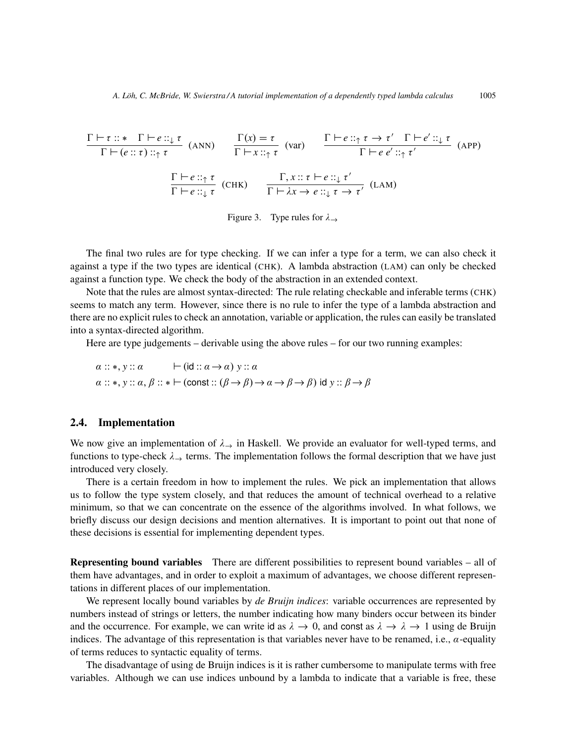$$\frac{\Gamma \vdash \tau :: * \quad \Gamma \vdash e ::_{\downarrow} \tau}{\Gamma \vdash (e :: \tau) ::_{\uparrow} \tau} \text{ (ANN)} \qquad \frac{\Gamma(x) = \tau}{\Gamma \vdash x ::_{\uparrow} \tau} \text{ (var)} \qquad \frac{\Gamma \vdash e ::_{\uparrow} \tau \to \tau' \quad \Gamma \vdash e' ::_{\downarrow} \tau}{\Gamma \vdash e\ e' ::_{\uparrow} \tau'} \text{ (APP)}$$

$$\frac{\Gamma \vdash e ::_{\uparrow} \tau}{\Gamma \vdash e ::_{\downarrow} \tau} \text{ (CHK)} \qquad \frac{\Gamma, x :: \tau \vdash e ::_{\downarrow} \tau'}{\Gamma \vdash \lambda x \to e ::_{\downarrow} \tau \to \tau'} \text{ (LAM)}$$

Figure 3. Type rules for $\lambda_{\to}$

The final two rules are for type checking. If we can infer a type for a term, we can also check it against a type if the two types are identical (CHK). A lambda abstraction (LAM) can only be checked against a function type. We check the body of the abstraction in an extended context.

Note that the rules are almost syntax-directed: The rule relating checkable and inferable terms (CHK) seems to match any term. However, since there is no rule to infer the type of a lambda abstraction and there are no explicit rules to check an annotation, variable or application, the rules can easily be translated into a syntax-directed algorithm.

Here are type judgements – derivable using the above rules – for our two running examples:

$$\alpha :: *, y :: \alpha \qquad \vdash (\mathsf{id} :: \alpha \to \alpha)\ y :: \alpha$$
$$\alpha :: *, y :: \alpha, \beta :: * \vdash (\mathsf{const} :: (\beta \to \beta) \to \alpha \to \beta \to \beta)\ \mathsf{id}\ y :: \beta \to \beta$$

## 2.4. Implementation

We now give an implementation of $\lambda_{\to}$ in Haskell. We provide an evaluator for well-typed terms, and functions to type-check $\lambda_{\to}$ terms. The implementation follows the formal description that we have just introduced very closely.

There is a certain freedom in how to implement the rules. We pick an implementation that allows us to follow the type system closely, and that reduces the amount of technical overhead to a relative minimum, so that we can concentrate on the essence of the algorithms involved. In what follows, we briefly discuss our design decisions and mention alternatives. It is important to point out that none of these decisions is essential for implementing dependent types.

**Representing bound variables** There are different possibilities to represent bound variables – all of them have advantages, and in order to exploit a maximum of advantages, we choose different representations in different places of our implementation.

We represent locally bound variables by *de Bruijn indices*: variable occurrences are represented by numbers instead of strings or letters, the number indicating how many binders occur between its binder and the occurrence. For example, we can write id as $\lambda \to 0$, and const as $\lambda \to \lambda \to 1$ using de Bruijn indices. The advantage of this representation is that variables never have to be renamed, i.e., $\alpha$-equality of terms reduces to syntactic equality of terms.

The disadvantage of using de Bruijn indices is it is rather cumbersome to manipulate terms with free variables. Although we can use indices unbound by a lambda to indicate that a variable is free, these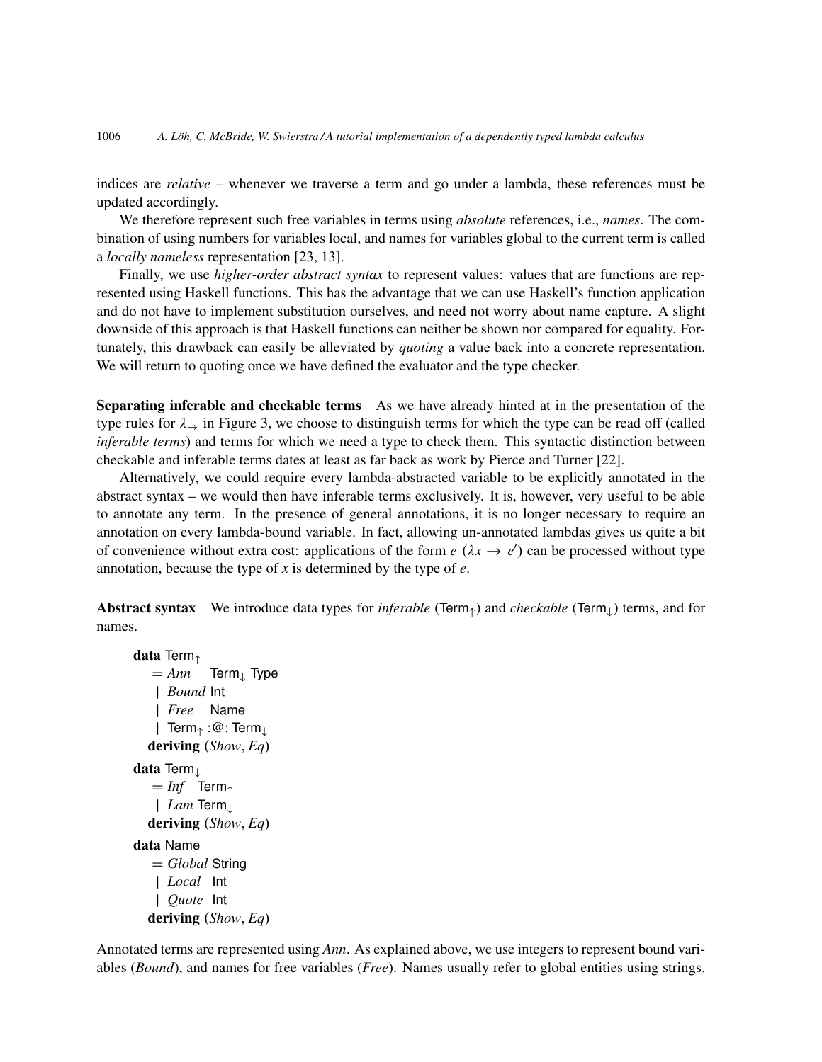indices are *relative* – whenever we traverse a term and go under a lambda, these references must be updated accordingly.

We therefore represent such free variables in terms using *absolute* references, i.e., *names*. The combination of using numbers for variables local, and names for variables global to the current term is called a *locally nameless* representation [23, 13].

Finally, we use *higher-order abstract syntax* to represent values: values that are functions are represented using Haskell functions. This has the advantage that we can use Haskell's function application and do not have to implement substitution ourselves, and need not worry about name capture. A slight downside of this approach is that Haskell functions can neither be shown nor compared for equality. Fortunately, this drawback can easily be alleviated by *quoting* a value back into a concrete representation. We will return to quoting once we have defined the evaluator and the type checker.

**Separating inferable and checkable terms** As we have already hinted at in the presentation of the type rules for $\lambda_{\rightarrow}$ in Figure 3, we choose to distinguish terms for which the type can be read off (called *inferable terms*) and terms for which we need a type to check them. This syntactic distinction between checkable and inferable terms dates at least as far back as work by Pierce and Turner [22].

Alternatively, we could require every lambda-abstracted variable to be explicitly annotated in the abstract syntax – we would then have inferable terms exclusively. It is, however, very useful to be able to annotate any term. In the presence of general annotations, it is no longer necessary to require an annotation on every lambda-bound variable. In fact, allowing un-annotated lambdas gives us quite a bit of convenience without extra cost: applications of the form $e\ (\lambda x \rightarrow e')$ can be processed without type annotation, because the type of $x$ is determined by the type of $e$.

**Abstract syntax** We introduce data types for *inferable* ($\mathsf{Term}_{\uparrow}$) and *checkable* ($\mathsf{Term}_{\downarrow}$) terms, and for names.

```
data Term↑
   = Ann    Term↓ Type
   | Bound  Int
   | Free   Name
   | Term↑ :@: Term↓
  deriving (Show, Eq)
data Term↓
   = Inf  Term↑
   | Lam  Term↓
  deriving (Show, Eq)
data Name
   = Global String
   | Local  Int
   | Quote  Int
  deriving (Show, Eq)
```

Annotated terms are represented using *Ann*. As explained above, we use integers to represent bound variables (*Bound*), and names for free variables (*Free*). Names usually refer to global entities using strings.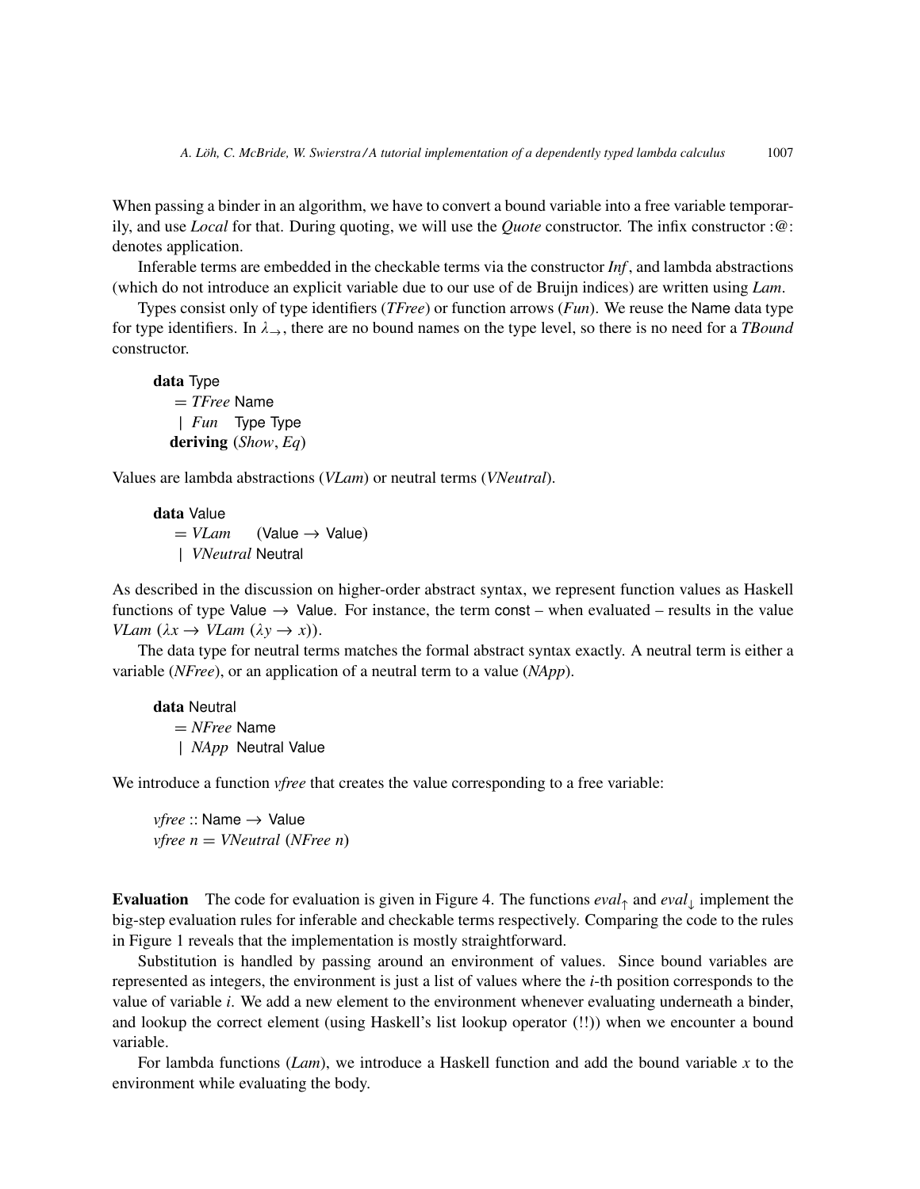When passing a binder in an algorithm, we have to convert a bound variable into a free variable temporarily, and use *Local* for that. During quoting, we will use the *Quote* constructor. The infix constructor :@: denotes application.

Inferable terms are embedded in the checkable terms via the constructor *Inf*, and lambda abstractions (which do not introduce an explicit variable due to our use of de Bruijn indices) are written using *Lam*.

Types consist only of type identifiers (*TFree*) or function arrows (*Fun*). We reuse the Name data type for type identifiers. In $\lambda_{\rightarrow}$, there are no bound names on the type level, so there is no need for a *TBound* constructor.

```
data Type
   = TFree Name
   | Fun   Type Type
  deriving (Show, Eq)
```

Values are lambda abstractions (*VLam*) or neutral terms (*VNeutral*).

```
data Value
   = VLam     (Value → Value)
   | VNeutral Neutral
```

As described in the discussion on higher-order abstract syntax, we represent function values as Haskell functions of type Value $\rightarrow$ Value. For instance, the term const – when evaluated – results in the value *VLam* ($\lambda x \rightarrow$ *VLam* ($\lambda y \rightarrow x$)).

The data type for neutral terms matches the formal abstract syntax exactly. A neutral term is either a variable (*NFree*), or an application of a neutral term to a value (*NApp*).

```
data Neutral
   = NFree Name
   | NApp  Neutral Value
```

We introduce a function *vfree* that creates the value corresponding to a free variable:

```
vfree :: Name → Value
vfree n = VNeutral (NFree n)
```

**Evaluation** The code for evaluation is given in Figure 4. The functions $eval_{\uparrow}$ and $eval_{\downarrow}$ implement the big-step evaluation rules for inferable and checkable terms respectively. Comparing the code to the rules in Figure 1 reveals that the implementation is mostly straightforward.

Substitution is handled by passing around an environment of values. Since bound variables are represented as integers, the environment is just a list of values where the $i$-th position corresponds to the value of variable $i$. We add a new element to the environment whenever evaluating underneath a binder, and lookup the correct element (using Haskell's list lookup operator (!!)) when we encounter a bound variable.

For lambda functions (*Lam*), we introduce a Haskell function and add the bound variable $x$ to the environment while evaluating the body.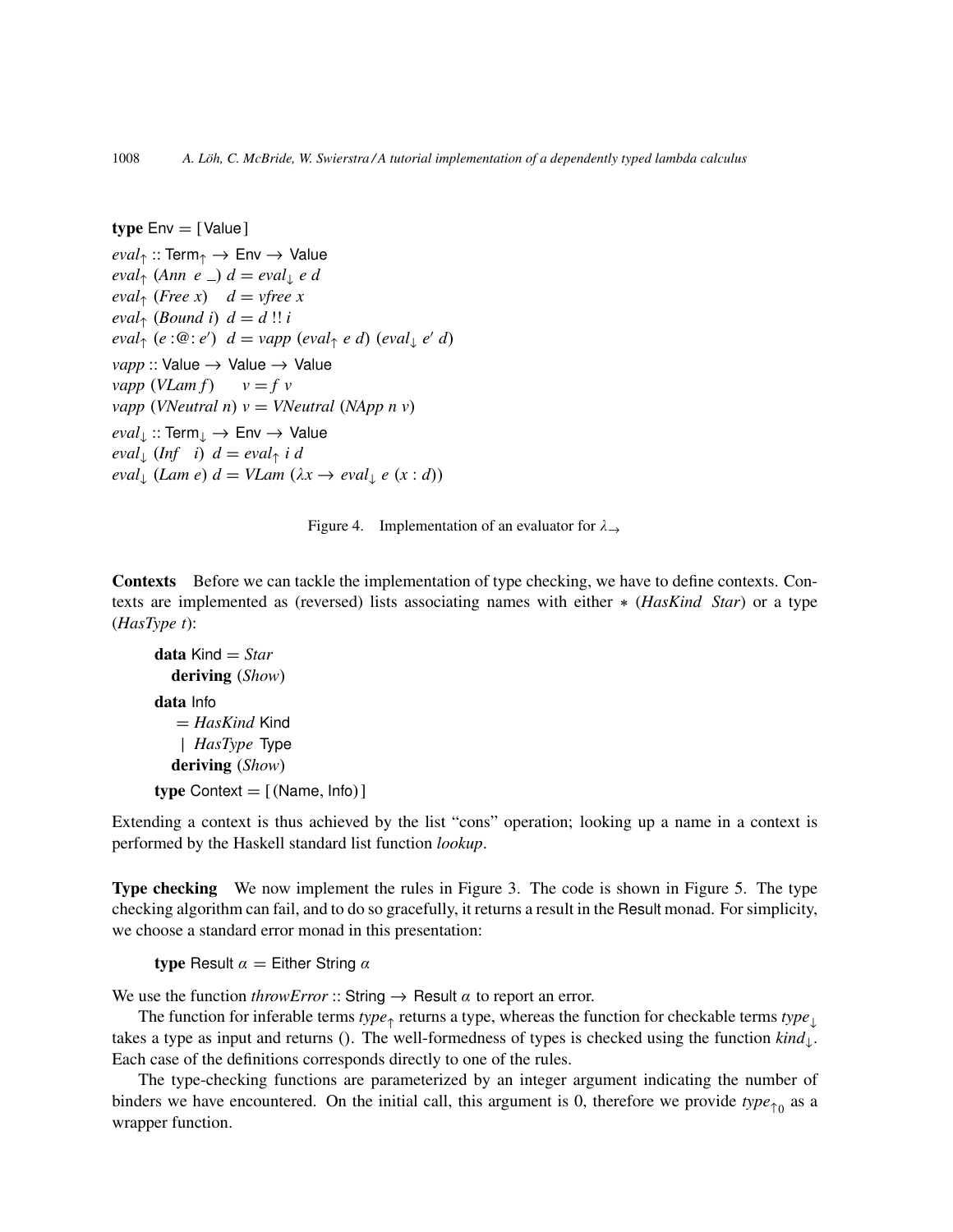```
type Env = [Value]

eval↑ :: Term↑ → Env → Value
eval↑ (Ann e _) d = eval↓ e d
eval↑ (Free x)  d = vfree x
eval↑ (Bound i) d = d !! i
eval↑ (e :@: e') d = vapp (eval↑ e d) (eval↓ e' d)

vapp :: Value → Value → Value
vapp (VLam f)     v = f v
vapp (VNeutral n) v = VNeutral (NApp n v)

eval↓ :: Term↓ → Env → Value
eval↓ (Inf i) d = eval↑ i d
eval↓ (Lam e) d = VLam (λx → eval↓ e (x : d))
```

Figure 4. Implementation of an evaluator for $\lambda_{\rightarrow}$

**Contexts** Before we can tackle the implementation of type checking, we have to define contexts. Contexts are implemented as (reversed) lists associating names with either $*$ (*HasKind Star*) or a type (*HasType t*):

```
data Kind = Star
  deriving (Show)
data Info
   = HasKind Kind
   | HasType Type
  deriving (Show)
type Context = [(Name, Info)]
```

Extending a context is thus achieved by the list "cons" operation; looking up a name in a context is performed by the Haskell standard list function *lookup*.

**Type checking** We now implement the rules in Figure 3. The code is shown in Figure 5. The type checking algorithm can fail, and to do so gracefully, it returns a result in the Result monad. For simplicity, we choose a standard error monad in this presentation:

```
type Result α = Either String α
```

We use the function *throwError* :: String → Result $\alpha$ to report an error.

The function for inferable terms $type_{\uparrow}$ returns a type, whereas the function for checkable terms $type_{\downarrow}$ takes a type as input and returns (). The well-formedness of types is checked using the function $kind_{\downarrow}$. Each case of the definitions corresponds directly to one of the rules.

The type-checking functions are parameterized by an integer argument indicating the number of binders we have encountered. On the initial call, this argument is 0, therefore we provide $type_{\uparrow 0}$ as a wrapper function.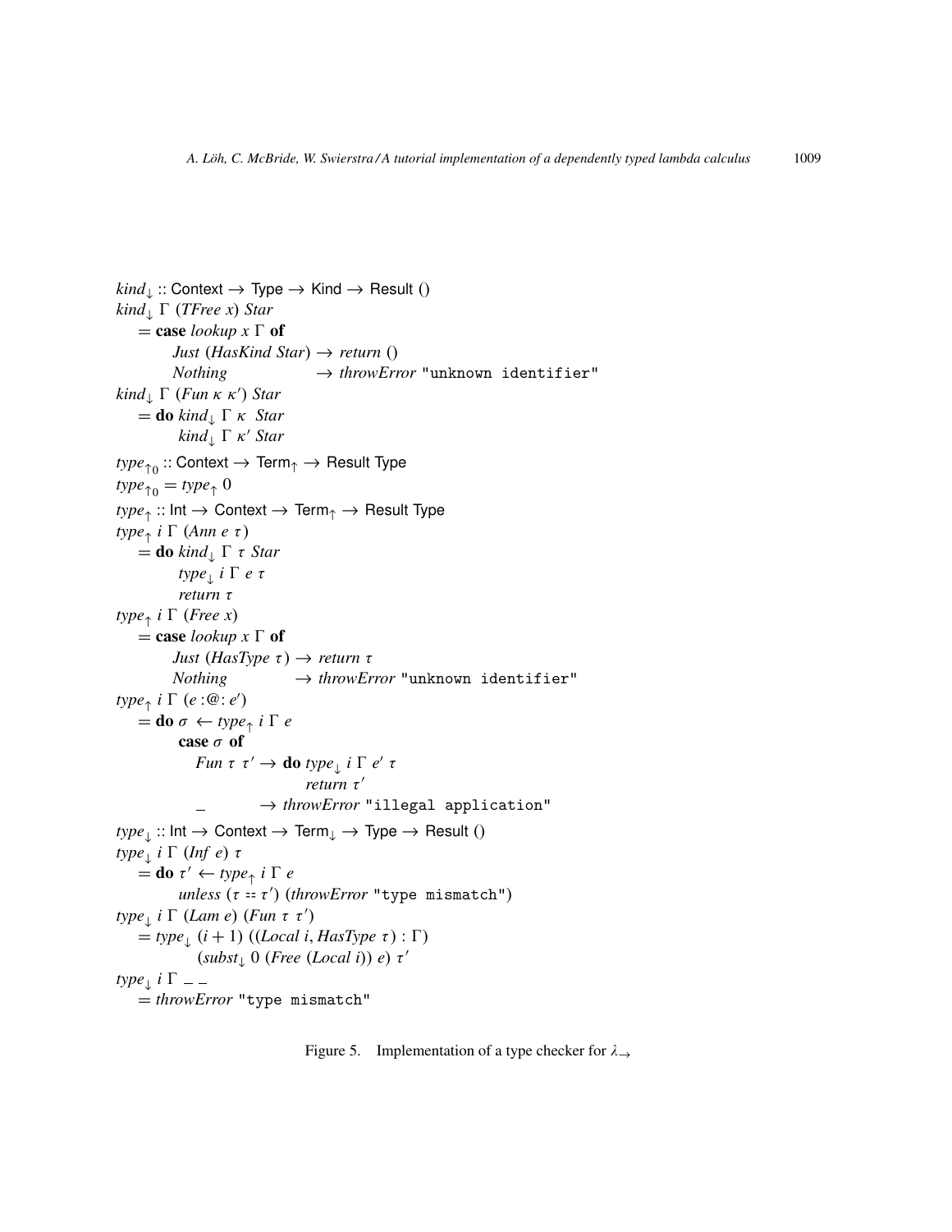```
kind↓ :: Context → Type → Kind → Result ()
kind↓ Γ (TFree x) Star
   = case lookup x Γ of
        Just (HasKind Star) → return ()
        Nothing             → throwError "unknown identifier"
kind↓ Γ (Fun κ κ') Star
   = do kind↓ Γ κ  Star
        kind↓ Γ κ' Star
type↑0 :: Context → Term↑ → Result Type
type↑0 = type↑ 0
type↑ :: Int → Context → Term↑ → Result Type
type↑ i Γ (Ann e τ)
   = do kind↓ Γ τ Star
        type↓ i Γ e τ
        return τ
type↑ i Γ (Free x)
   = case lookup x Γ of
        Just (HasType τ) → return τ
        Nothing          → throwError "unknown identifier"
type↑ i Γ (e :@: e')
   = do σ ← type↑ i Γ e
        case σ of
          Fun τ τ' → do type↓ i Γ e' τ
                        return τ'
          _        → throwError "illegal application"
type↓ :: Int → Context → Term↓ → Type → Result ()
type↓ i Γ (Inf e) τ
   = do τ' ← type↑ i Γ e
        unless (τ == τ') (throwError "type mismatch")
type↓ i Γ (Lam e) (Fun τ τ')
   = type↓ (i + 1) ((Local i, HasType τ) : Γ)
             (subst↓ 0 (Free (Local i)) e) τ'
type↓ i Γ _ _
   = throwError "type mismatch"
```

Figure 5. Implementation of a type checker for $\lambda_{\rightarrow}$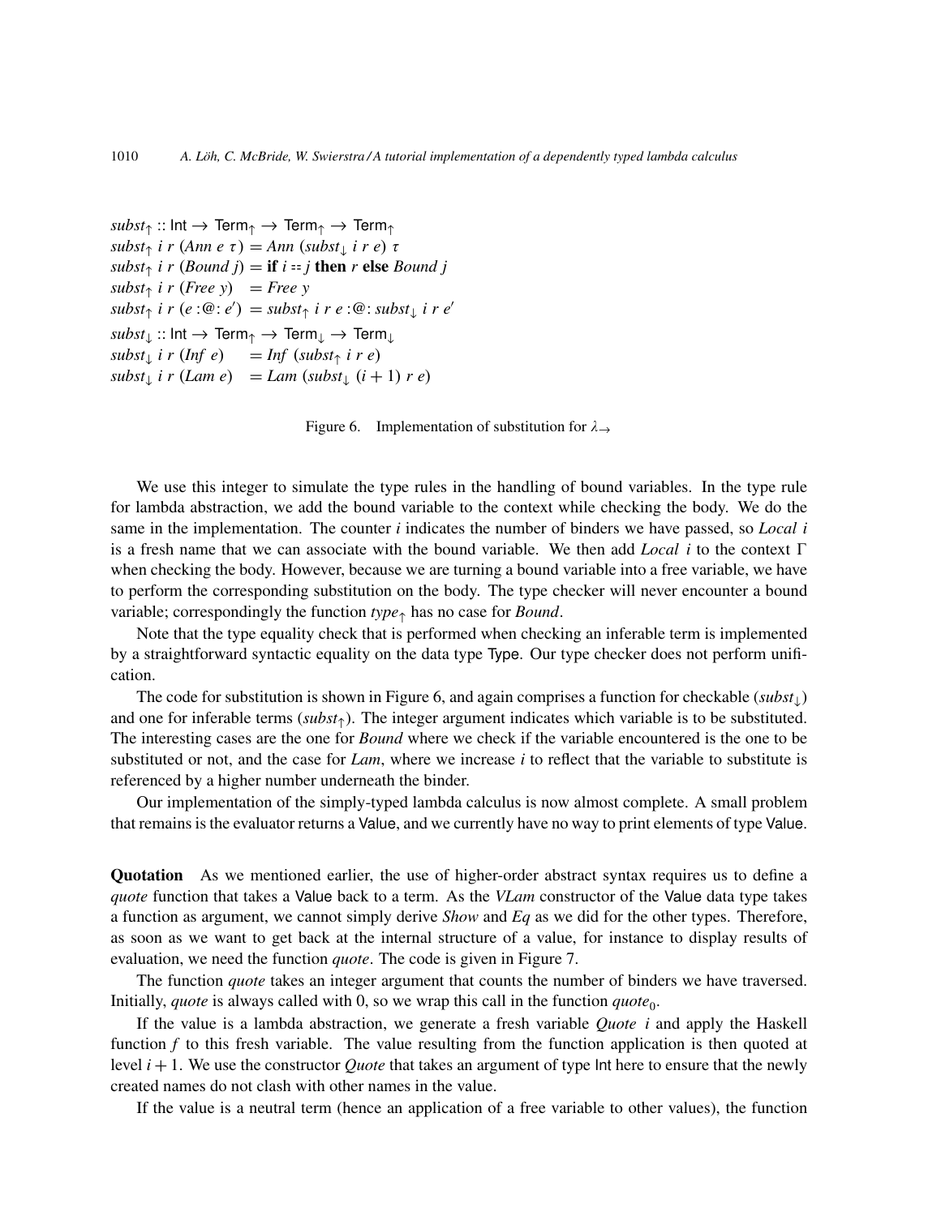```
subst↑ :: Int → Term↑ → Term↑ → Term↑
subst↑ i r (Ann e τ) = Ann (subst↓ i r e) τ
subst↑ i r (Bound j) = if i == j then r else Bound j
subst↑ i r (Free y)  = Free y
subst↑ i r (e :@: e') = subst↑ i r e :@: subst↓ i r e'

subst↓ :: Int → Term↑ → Term↓ → Term↓
subst↓ i r (Inf e)  = Inf (subst↑ i r e)
subst↓ i r (Lam e)  = Lam (subst↓ (i + 1) r e)
```

Figure 6. Implementation of substitution for $\lambda_{\rightarrow}$

We use this integer to simulate the type rules in the handling of bound variables. In the type rule for lambda abstraction, we add the bound variable to the context while checking the body. We do the same in the implementation. The counter $i$ indicates the number of binders we have passed, so *Local* $i$ is a fresh name that we can associate with the bound variable. We then add *Local* $i$ to the context $\Gamma$ when checking the body. However, because we are turning a bound variable into a free variable, we have to perform the corresponding substitution on the body. The type checker will never encounter a bound variable; correspondingly the function $type_{\uparrow}$ has no case for *Bound*.

Note that the type equality check that is performed when checking an inferable term is implemented by a straightforward syntactic equality on the data type Type. Our type checker does not perform unification.

The code for substitution is shown in Figure 6, and again comprises a function for checkable ($subst_{\downarrow}$) and one for inferable terms ($subst_{\uparrow}$). The integer argument indicates which variable is to be substituted. The interesting cases are the one for *Bound* where we check if the variable encountered is the one to be substituted or not, and the case for *Lam*, where we increase $i$ to reflect that the variable to substitute is referenced by a higher number underneath the binder.

Our implementation of the simply-typed lambda calculus is now almost complete. A small problem that remains is the evaluator returns a Value, and we currently have no way to print elements of type Value.

**Quotation** As we mentioned earlier, the use of higher-order abstract syntax requires us to define a *quote* function that takes a Value back to a term. As the *VLam* constructor of the Value data type takes a function as argument, we cannot simply derive *Show* and *Eq* as we did for the other types. Therefore, as soon as we want to get back at the internal structure of a value, for instance to display results of evaluation, we need the function *quote*. The code is given in Figure 7.

The function *quote* takes an integer argument that counts the number of binders we have traversed. Initially, *quote* is always called with 0, so we wrap this call in the function $quote_0$.

If the value is a lambda abstraction, we generate a fresh variable *Quote* $i$ and apply the Haskell function $f$ to this fresh variable. The value resulting from the function application is then quoted at level $i+1$. We use the constructor *Quote* that takes an argument of type Int here to ensure that the newly created names do not clash with other names in the value.

If the value is a neutral term (hence an application of a free variable to other values), the function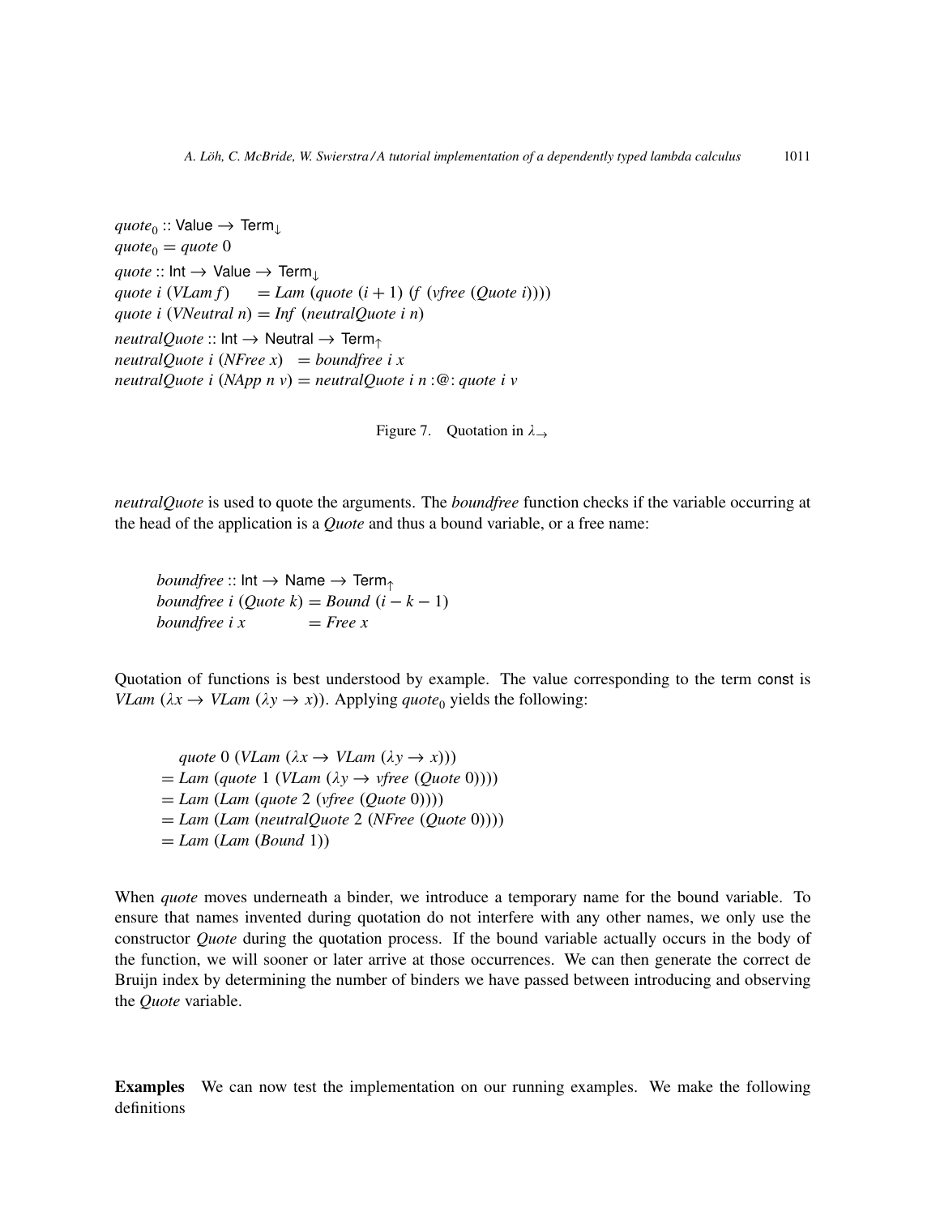$$
\begin{array}{l}
\mathit{quote}_0 :: \mathsf{Value} \rightarrow \mathsf{Term}_{\downarrow} \\
\mathit{quote}_0 = \mathit{quote}\ 0 \\
\mathit{quote} :: \mathsf{Int} \rightarrow \mathsf{Value} \rightarrow \mathsf{Term}_{\downarrow} \\
\mathit{quote}\ i\ (\mathit{VLam}\ f) \quad\ = \mathit{Lam}\ (\mathit{quote}\ (i+1)\ (f\ (\mathit{vfree}\ (\mathit{Quote}\ i)))) \\
\mathit{quote}\ i\ (\mathit{VNeutral}\ n) = \mathit{Inf}\ (\mathit{neutralQuote}\ i\ n) \\
\mathit{neutralQuote} :: \mathsf{Int} \rightarrow \mathsf{Neutral} \rightarrow \mathsf{Term}_{\uparrow} \\
\mathit{neutralQuote}\ i\ (\mathit{NFree}\ x) \quad = \mathit{boundfree}\ i\ x \\
\mathit{neutralQuote}\ i\ (\mathit{NApp}\ n\ v) = \mathit{neutralQuote}\ i\ n :@: \mathit{quote}\ i\ v
\end{array}
$$

Figure 7. Quotation in $\lambda_{\rightarrow}$

*neutralQuote* is used to quote the arguments. The *boundfree* function checks if the variable occurring at the head of the application is a *Quote* and thus a bound variable, or a free name:

$$
\begin{array}{l}
\mathit{boundfree} :: \mathsf{Int} \rightarrow \mathsf{Name} \rightarrow \mathsf{Term}_{\uparrow} \\
\mathit{boundfree}\ i\ (\mathit{Quote}\ k) = \mathit{Bound}\ (i - k - 1) \\
\mathit{boundfree}\ i\ x \qquad\quad\ \ = \mathit{Free}\ x
\end{array}
$$

Quotation of functions is best understood by example. The value corresponding to the term const is $\mathit{VLam}\ (\lambda x \rightarrow \mathit{VLam}\ (\lambda y \rightarrow x))$. Applying $\mathit{quote}_0$ yields the following:

$$
\begin{array}{l}
\quad \mathit{quote}\ 0\ (\mathit{VLam}\ (\lambda x \rightarrow \mathit{VLam}\ (\lambda y \rightarrow x))) \\
= \mathit{Lam}\ (\mathit{quote}\ 1\ (\mathit{VLam}\ (\lambda y \rightarrow \mathit{vfree}\ (\mathit{Quote}\ 0)))) \\
= \mathit{Lam}\ (\mathit{Lam}\ (\mathit{quote}\ 2\ (\mathit{vfree}\ (\mathit{Quote}\ 0)))) \\
= \mathit{Lam}\ (\mathit{Lam}\ (\mathit{neutralQuote}\ 2\ (\mathit{NFree}\ (\mathit{Quote}\ 0)))) \\
= \mathit{Lam}\ (\mathit{Lam}\ (\mathit{Bound}\ 1))
\end{array}
$$

When *quote* moves underneath a binder, we introduce a temporary name for the bound variable. To ensure that names invented during quotation do not interfere with any other names, we only use the constructor *Quote* during the quotation process. If the bound variable actually occurs in the body of the function, we will sooner or later arrive at those occurrences. We can then generate the correct de Bruijn index by determining the number of binders we have passed between introducing and observing the *Quote* variable.

**Examples** We can now test the implementation on our running examples. We make the following definitions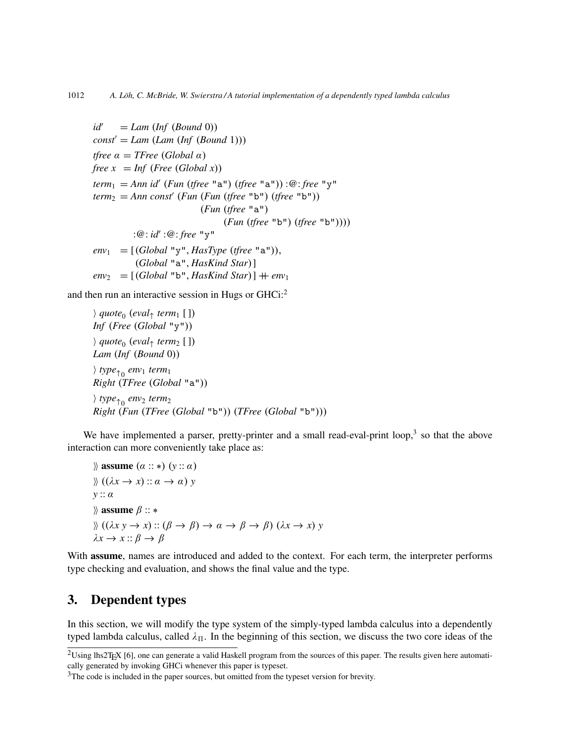```
id'     = Lam (Inf (Bound 0))
const'  = Lam (Lam (Inf (Bound 1)))
tfree α = TFree (Global α)
free x  = Inf (Free (Global x))
term1   = Ann id' (Fun (tfree "a") (tfree "a")) :@: free "y"
term2   = Ann const' (Fun (Fun (tfree "b") (tfree "b"))
                          (Fun (tfree "a")
                               (Fun (tfree "b") (tfree "b"))))
          :@: id' :@: free "y"
env1    = [(Global "y", HasType (tfree "a")),
           (Global "a", HasKind Star)]
env2    = [(Global "b", HasKind Star)] ++ env1
```

and then run an interactive session in Hugs or GHCi:[2]

```
〉 quote0 (eval↑ term1 [])
Inf (Free (Global "y"))
〉 quote0 (eval↑ term2 [])
Lam (Inf (Bound 0))
〉 type↑0 env1 term1
Right (TFree (Global "a"))
〉 type↑0 env2 term2
Right (Fun (TFree (Global "b")) (TFree (Global "b")))
```

We have implemented a parser, pretty-printer and a small read-eval-print loop,[3] so that the above interaction can more conveniently take place as:

```
》 assume (α :: ∗) (y :: α)
》 ((λx → x) :: α → α) y
y :: α
》 assume β :: ∗
》 ((λx y → x) :: (β → β) → α → β → β) (λx → x) y
λx → x :: β → β
```

With **assume**, names are introduced and added to the context. For each term, the interpreter performs type checking and evaluation, and shows the final value and the type.

## 3. Dependent types

In this section, we will modify the type system of the simply-typed lambda calculus into a dependently typed lambda calculus, called $\lambda_\Pi$. In the beginning of this section, we discuss the two core ideas of the

[2] Using lhs2TEX [6], one can generate a valid Haskell program from the sources of this paper. The results given here automatically generated by invoking GHCi whenever this paper is typeset.

[3] The code is included in the paper sources, but omitted from the typeset version for brevity.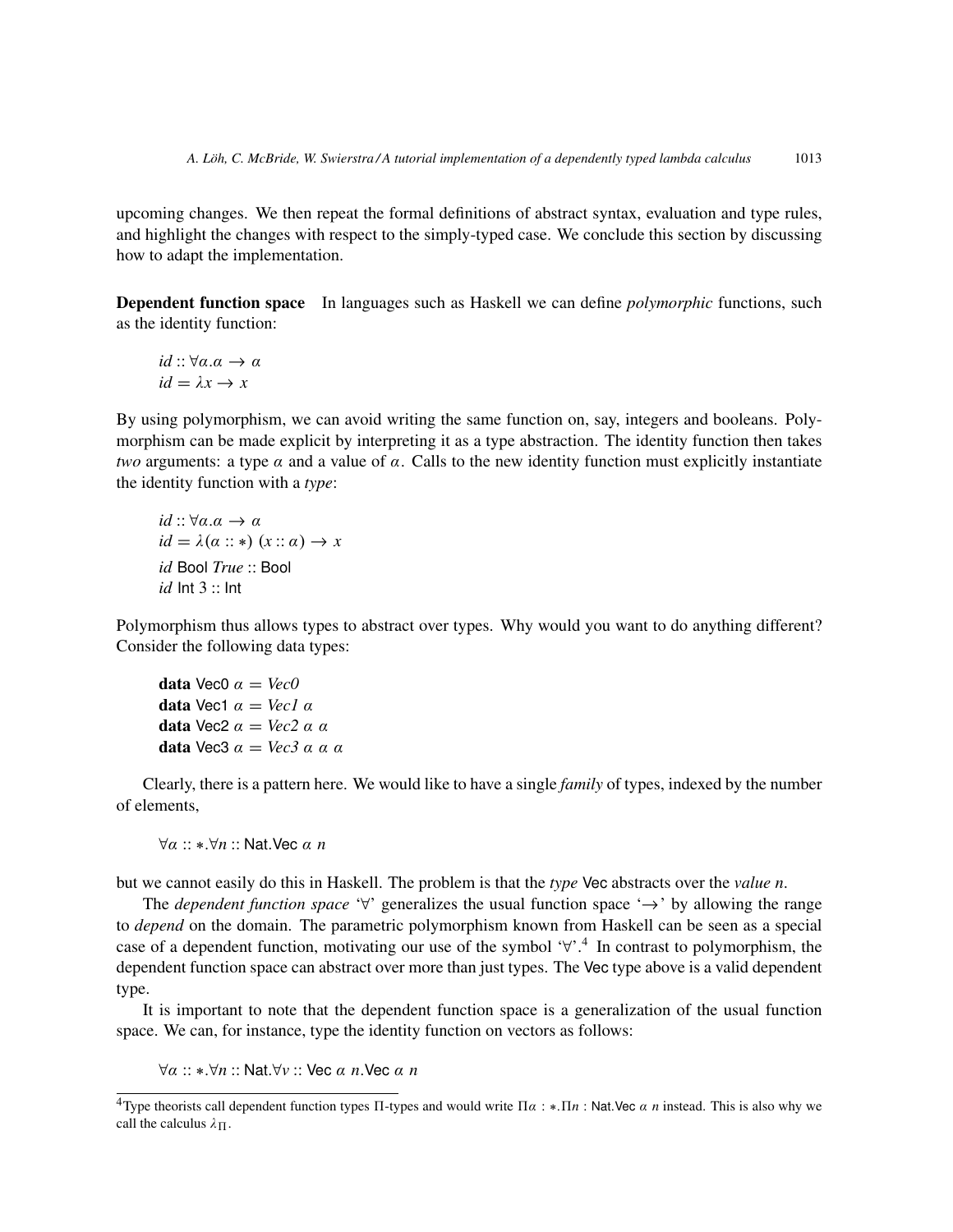upcoming changes. We then repeat the formal definitions of abstract syntax, evaluation and type rules, and highlight the changes with respect to the simply-typed case. We conclude this section by discussing how to adapt the implementation.

**Dependent function space** In languages such as Haskell we can define *polymorphic* functions, such as the identity function:

$$
\begin{aligned}
&id :: \forall \alpha.\alpha \rightarrow \alpha \\
&id = \lambda x \rightarrow x
\end{aligned}
$$

By using polymorphism, we can avoid writing the same function on, say, integers and booleans. Polymorphism can be made explicit by interpreting it as a type abstraction. The identity function then takes *two* arguments: a type $\alpha$ and a value of $\alpha$. Calls to the new identity function must explicitly instantiate the identity function with a *type*:

$$
\begin{aligned}
&id :: \forall \alpha.\alpha \rightarrow \alpha \\
&id = \lambda(\alpha :: *)\ (x :: \alpha) \rightarrow x \\
&id\ \mathsf{Bool}\ \mathit{True} :: \mathsf{Bool} \\
&id\ \mathsf{Int}\ 3 :: \mathsf{Int}
\end{aligned}
$$

Polymorphism thus allows types to abstract over types. Why would you want to do anything different? Consider the following data types:

$$
\begin{aligned}
&\textbf{data}\ \mathsf{Vec0}\ \alpha = \mathit{Vec0} \\
&\textbf{data}\ \mathsf{Vec1}\ \alpha = \mathit{Vec1}\ \alpha \\
&\textbf{data}\ \mathsf{Vec2}\ \alpha = \mathit{Vec2}\ \alpha\ \alpha \\
&\textbf{data}\ \mathsf{Vec3}\ \alpha = \mathit{Vec3}\ \alpha\ \alpha\ \alpha
\end{aligned}
$$

Clearly, there is a pattern here. We would like to have a single *family* of types, indexed by the number of elements,

$$\forall \alpha :: *.\forall n :: \mathsf{Nat}.\mathsf{Vec}\ \alpha\ n$$

but we cannot easily do this in Haskell. The problem is that the *type* Vec abstracts over the *value* $n$.

The *dependent function space* '$\forall$' generalizes the usual function space '$\rightarrow$' by allowing the range to *depend* on the domain. The parametric polymorphism known from Haskell can be seen as a special case of a dependent function, motivating our use of the symbol '$\forall$'.[4] In contrast to polymorphism, the dependent function space can abstract over more than just types. The Vec type above is a valid dependent type.

It is important to note that the dependent function space is a generalization of the usual function space. We can, for instance, type the identity function on vectors as follows:

$$\forall \alpha :: *.\forall n :: \mathsf{Nat}.\forall v :: \mathsf{Vec}\ \alpha\ n.\mathsf{Vec}\ \alpha\ n$$

[4] Type theorists call dependent function types $\Pi$-types and would write $\Pi\alpha : *.\Pi n : \mathsf{Nat}.\mathsf{Vec}\ \alpha\ n$ instead. This is also why we call the calculus $\lambda_\Pi$.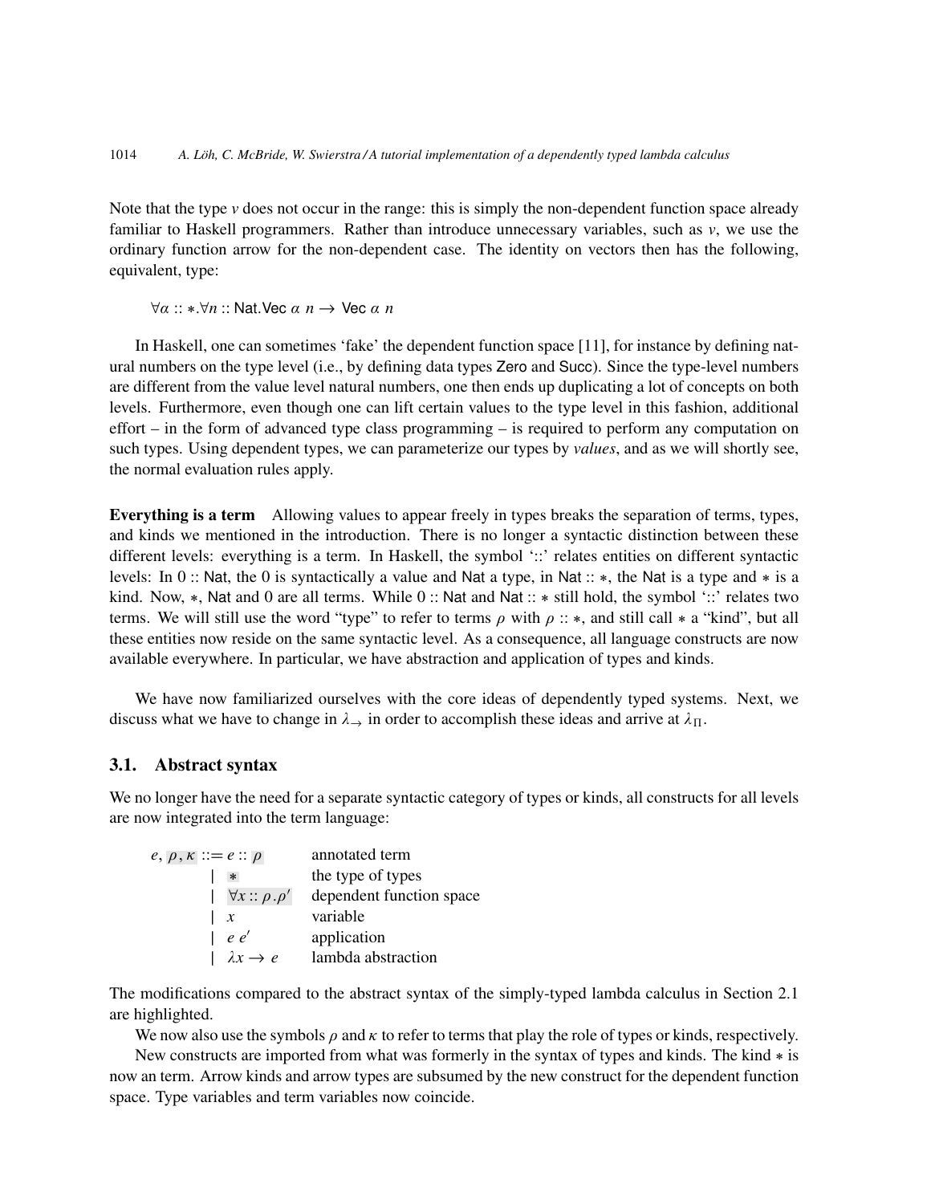Note that the type $v$ does not occur in the range: this is simply the non-dependent function space already familiar to Haskell programmers. Rather than introduce unnecessary variables, such as $v$, we use the ordinary function arrow for the non-dependent case. The identity on vectors then has the following, equivalent, type:

$$\forall \alpha :: *. \forall n :: \mathsf{Nat}. \mathsf{Vec}\ \alpha\ n \to \mathsf{Vec}\ \alpha\ n$$

In Haskell, one can sometimes 'fake' the dependent function space [11], for instance by defining natural numbers on the type level (i.e., by defining data types Zero and Succ). Since the type-level numbers are different from the value level natural numbers, one then ends up duplicating a lot of concepts on both levels. Furthermore, even though one can lift certain values to the type level in this fashion, additional effort – in the form of advanced type class programming – is required to perform any computation on such types. Using dependent types, we can parameterize our types by *values*, and as we will shortly see, the normal evaluation rules apply.

**Everything is a term** Allowing values to appear freely in types breaks the separation of terms, types, and kinds we mentioned in the introduction. There is no longer a syntactic distinction between these different levels: everything is a term. In Haskell, the symbol '::' relates entities on different syntactic levels: In $0 :: \mathsf{Nat}$, the 0 is syntactically a value and Nat a type, in $\mathsf{Nat} :: *$, the Nat is a type and $*$ is a kind. Now, $*$, Nat and 0 are all terms. While $0 :: \mathsf{Nat}$ and $\mathsf{Nat} :: *$ still hold, the symbol '::' relates two terms. We will still use the word "type" to refer to terms $\rho$ with $\rho :: *$, and still call $*$ a "kind", but all these entities now reside on the same syntactic level. As a consequence, all language constructs are now available everywhere. In particular, we have abstraction and application of types and kinds.

We have now familiarized ourselves with the core ideas of dependently typed systems. Next, we discuss what we have to change in $\lambda_{\to}$ in order to accomplish these ideas and arrive at $\lambda_{\Pi}$.

### 3.1. Abstract syntax

We no longer have the need for a separate syntactic category of types or kinds, all constructs for all levels are now integrated into the term language:

$$
\begin{array}{rll}
e, \rho, \kappa ::= & e :: \rho & \text{annotated term} \\
\mid & * & \text{the type of types} \\
\mid & \forall x :: \rho . \rho' & \text{dependent function space} \\
\mid & x & \text{variable} \\
\mid & e\ e' & \text{application} \\
\mid & \lambda x \to e & \text{lambda abstraction}
\end{array}
$$

The modifications compared to the abstract syntax of the simply-typed lambda calculus in Section 2.1 are highlighted.

We now also use the symbols $\rho$ and $\kappa$ to refer to terms that play the role of types or kinds, respectively.

New constructs are imported from what was formerly in the syntax of types and kinds. The kind $*$ is now an term. Arrow kinds and arrow types are subsumed by the new construct for the dependent function space. Type variables and term variables now coincide.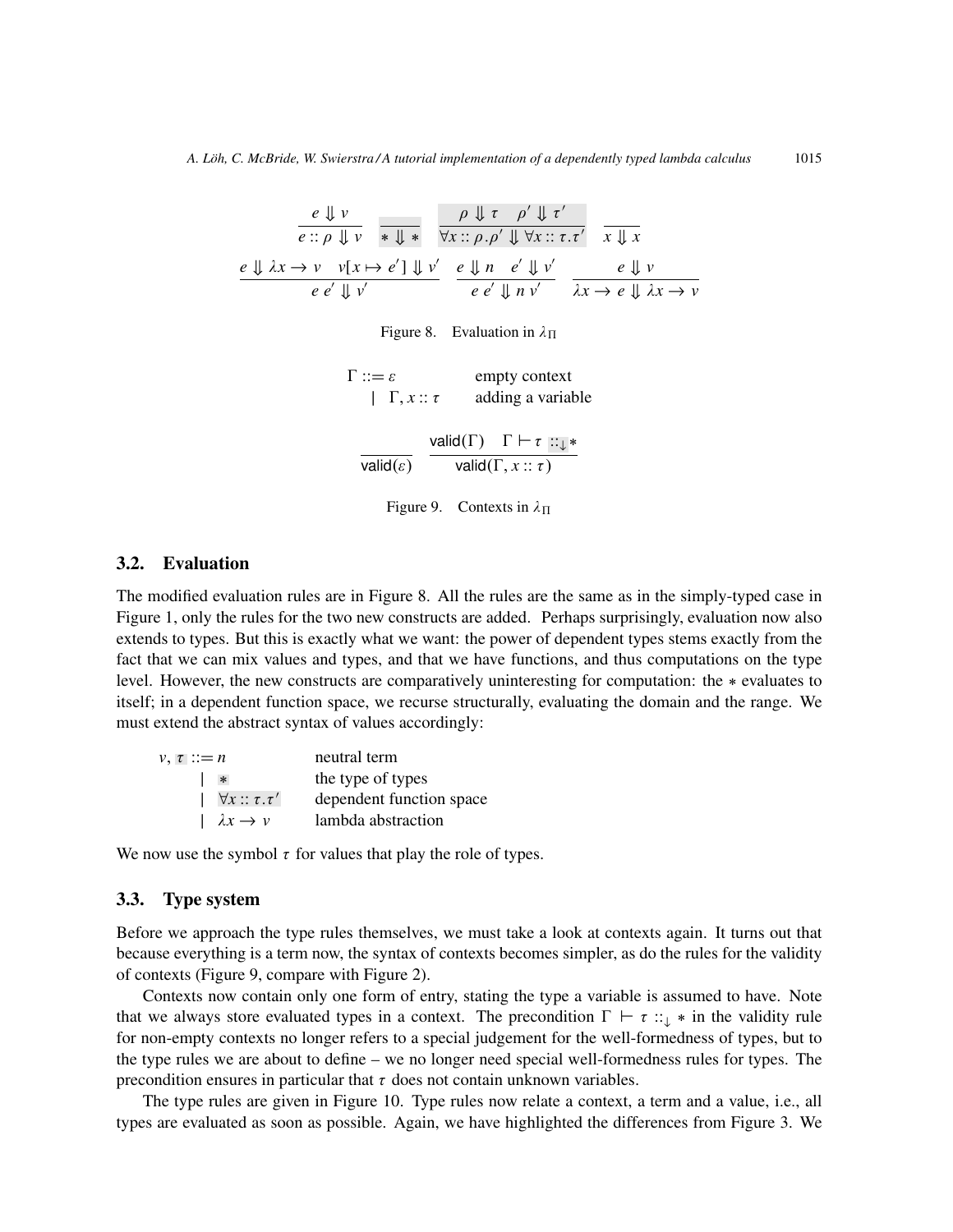$$\frac{e \Downarrow v}{e :: \rho \Downarrow v} \qquad \frac{}{* \Downarrow *} \qquad \frac{\rho \Downarrow \tau \quad \rho' \Downarrow \tau'}{\forall x :: \rho.\rho' \Downarrow \forall x :: \tau.\tau'} \qquad \frac{}{x \Downarrow x}$$

$$\frac{e \Downarrow \lambda x \to v \quad v[x \mapsto e'] \Downarrow v'}{e\ e' \Downarrow v'} \qquad \frac{e \Downarrow n \quad e' \Downarrow v'}{e\ e' \Downarrow n\ v'} \qquad \frac{e \Downarrow v}{\lambda x \to e \Downarrow \lambda x \to v}$$

Figure 8. Evaluation in $\lambda_\Pi$

| | | |
|---|---|---|
| $\Gamma ::= \varepsilon$ | | empty context |
| | $\mid\ \Gamma, x :: \tau$ | adding a variable |

$$\frac{}{\mathsf{valid}(\varepsilon)} \qquad \frac{\mathsf{valid}(\Gamma) \quad \Gamma \vdash \tau ::_{\downarrow} *}{\mathsf{valid}(\Gamma, x :: \tau)}$$

Figure 9. Contexts in $\lambda_\Pi$

### 3.2. Evaluation

The modified evaluation rules are in Figure 8. All the rules are the same as in the simply-typed case in Figure 1, only the rules for the two new constructs are added. Perhaps surprisingly, evaluation now also extends to types. But this is exactly what we want: the power of dependent types stems exactly from the fact that we can mix values and types, and that we have functions, and thus computations on the type level. However, the new constructs are comparatively uninteresting for computation: the $*$ evaluates to itself; in a dependent function space, we recurse structurally, evaluating the domain and the range. We must extend the abstract syntax of values accordingly:

| | |
|---|---|
| $v, \tau ::= n$ | neutral term |
| $\mid\ *$ | the type of types |
| $\mid\ \forall x :: \tau.\tau'$ | dependent function space |
| $\mid\ \lambda x \to v$ | lambda abstraction |

We now use the symbol $\tau$ for values that play the role of types.

### 3.3. Type system

Before we approach the type rules themselves, we must take a look at contexts again. It turns out that because everything is a term now, the syntax of contexts becomes simpler, as do the rules for the validity of contexts (Figure 9, compare with Figure 2).

Contexts now contain only one form of entry, stating the type a variable is assumed to have. Note that we always store evaluated types in a context. The precondition $\Gamma \vdash \tau ::_{\downarrow} *$ in the validity rule for non-empty contexts no longer refers to a special judgement for the well-formedness of types, but to the type rules we are about to define – we no longer need special well-formedness rules for types. The precondition ensures in particular that $\tau$ does not contain unknown variables.

The type rules are given in Figure 10. Type rules now relate a context, a term and a value, i.e., all types are evaluated as soon as possible. Again, we have highlighted the differences from Figure 3. We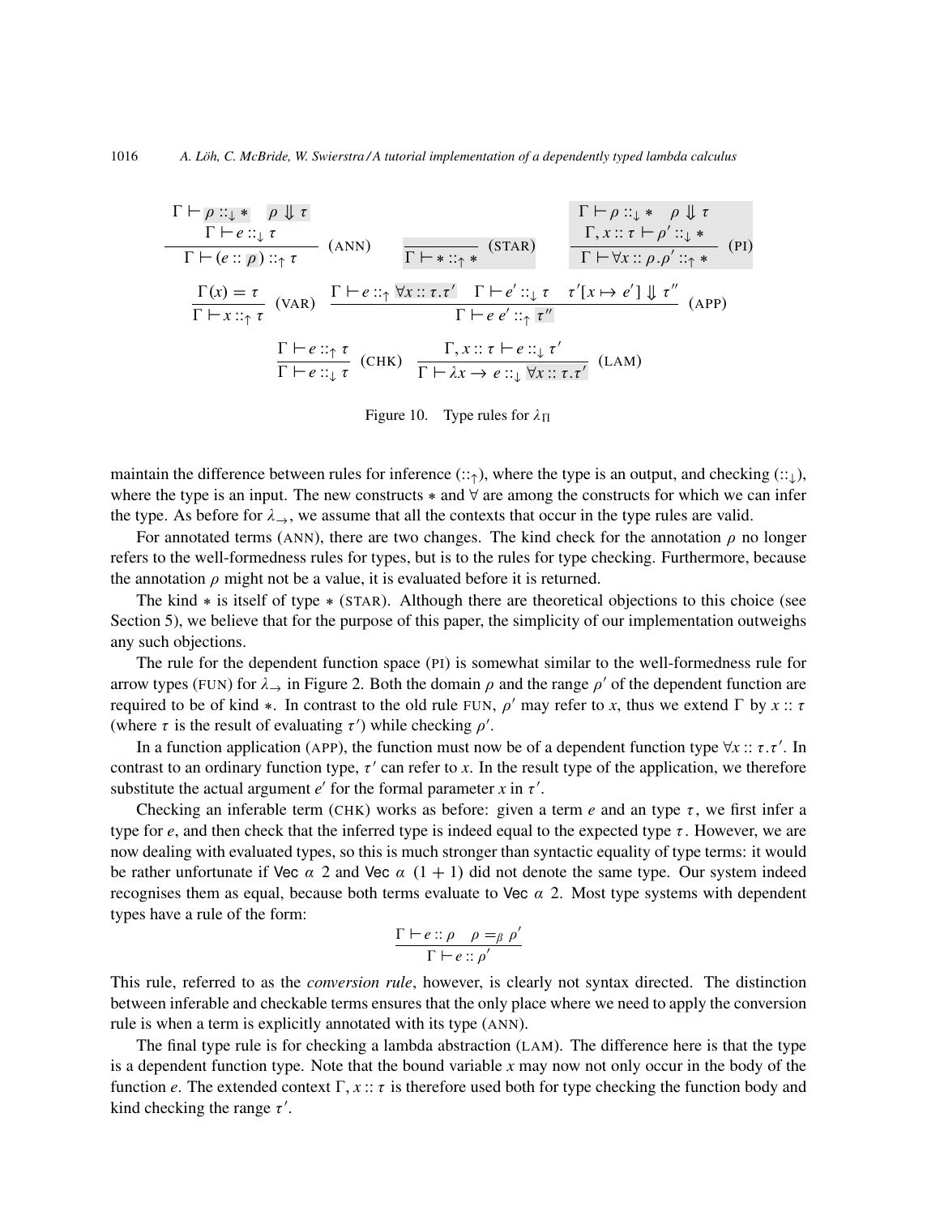$$\frac{\Gamma \vdash \rho ::_{\downarrow} * \quad \rho \Downarrow \tau \qquad \Gamma \vdash e ::_{\downarrow} \tau}{\Gamma \vdash (e :: \rho) ::_{\uparrow} \tau} \text{ (ANN)} \qquad \frac{}{\Gamma \vdash * ::_{\uparrow} *} \text{ (STAR)} \qquad \frac{\Gamma \vdash \rho ::_{\downarrow} * \quad \rho \Downarrow \tau \qquad \Gamma, x :: \tau \vdash \rho' ::_{\downarrow} *}{\Gamma \vdash \forall x :: \rho . \rho' ::_{\uparrow} *} \text{ (PI)}$$

$$\frac{\Gamma(x) = \tau}{\Gamma \vdash x ::_{\uparrow} \tau} \text{ (VAR)} \qquad \frac{\Gamma \vdash e ::_{\uparrow} \forall x :: \tau . \tau' \quad \Gamma \vdash e' ::_{\downarrow} \tau \quad \tau'[x \mapsto e'] \Downarrow \tau''}{\Gamma \vdash e\ e' ::_{\uparrow} \tau''} \text{ (APP)}$$

$$\frac{\Gamma \vdash e ::_{\uparrow} \tau}{\Gamma \vdash e ::_{\downarrow} \tau} \text{ (CHK)} \qquad \frac{\Gamma, x :: \tau \vdash e ::_{\downarrow} \tau'}{\Gamma \vdash \lambda x \to e ::_{\downarrow} \forall x :: \tau . \tau'} \text{ (LAM)}$$

Figure 10. Type rules for $\lambda_{\Pi}$

maintain the difference between rules for inference ($::_{\uparrow}$), where the type is an output, and checking ($::_{\downarrow}$), where the type is an input. The new constructs $*$ and $\forall$ are among the constructs for which we can infer the type. As before for $\lambda_{\to}$, we assume that all the contexts that occur in the type rules are valid.

For annotated terms (ANN), there are two changes. The kind check for the annotation $\rho$ no longer refers to the well-formedness rules for types, but is to the rules for type checking. Furthermore, because the annotation $\rho$ might not be a value, it is evaluated before it is returned.

The kind $*$ is itself of type $*$ (STAR). Although there are theoretical objections to this choice (see Section 5), we believe that for the purpose of this paper, the simplicity of our implementation outweighs any such objections.

The rule for the dependent function space (PI) is somewhat similar to the well-formedness rule for arrow types (FUN) for $\lambda_{\to}$ in Figure 2. Both the domain $\rho$ and the range $\rho'$ of the dependent function are required to be of kind $*$. In contrast to the old rule FUN, $\rho'$ may refer to $x$, thus we extend $\Gamma$ by $x :: \tau$ (where $\tau$ is the result of evaluating $\tau'$) while checking $\rho'$.

In a function application (APP), the function must now be of a dependent function type $\forall x :: \tau . \tau'$. In contrast to an ordinary function type, $\tau'$ can refer to $x$. In the result type of the application, we therefore substitute the actual argument $e'$ for the formal parameter $x$ in $\tau'$.

Checking an inferable term (CHK) works as before: given a term $e$ and an type $\tau$, we first infer a type for $e$, and then check that the inferred type is indeed equal to the expected type $\tau$. However, we are now dealing with evaluated types, so this is much stronger than syntactic equality of type terms: it would be rather unfortunate if Vec $\alpha$ 2 and Vec $\alpha$ $(1 + 1)$ did not denote the same type. Our system indeed recognises them as equal, because both terms evaluate to Vec $\alpha$ 2. Most type systems with dependent types have a rule of the form:

$$\frac{\Gamma \vdash e :: \rho \quad \rho =_{\beta} \rho'}{\Gamma \vdash e :: \rho'}$$

This rule, referred to as the *conversion rule*, however, is clearly not syntax directed. The distinction between inferable and checkable terms ensures that the only place where we need to apply the conversion rule is when a term is explicitly annotated with its type (ANN).

The final type rule is for checking a lambda abstraction (LAM). The difference here is that the type is a dependent function type. Note that the bound variable $x$ may now not only occur in the body of the function $e$. The extended context $\Gamma, x :: \tau$ is therefore used both for type checking the function body and kind checking the range $\tau'$.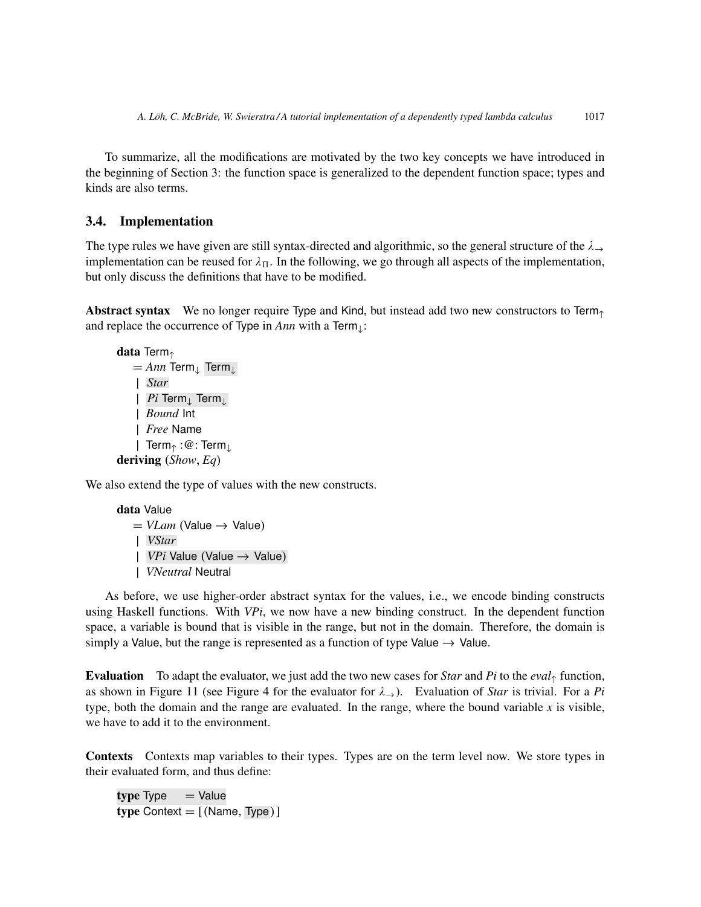To summarize, all the modifications are motivated by the two key concepts we have introduced in the beginning of Section 3: the function space is generalized to the dependent function space; types and kinds are also terms.

### 3.4. Implementation

The type rules we have given are still syntax-directed and algorithmic, so the general structure of the $\lambda_{\rightarrow}$ implementation can be reused for $\lambda_{\Pi}$. In the following, we go through all aspects of the implementation, but only discuss the definitions that have to be modified.

**Abstract syntax** We no longer require Type and Kind, but instead add two new constructors to $\mathsf{Term}_{\uparrow}$ and replace the occurrence of Type in *Ann* with a $\mathsf{Term}_{\downarrow}$:

```
data Term↑
   = Ann Term↓ Term↓
   | Star
   | Pi Term↓ Term↓
   | Bound Int
   | Free Name
   | Term↑ :@: Term↓
deriving (Show, Eq)
```

We also extend the type of values with the new constructs.

```
data Value
   = VLam (Value → Value)
   | VStar
   | VPi Value (Value → Value)
   | VNeutral Neutral
```

As before, we use higher-order abstract syntax for the values, i.e., we encode binding constructs using Haskell functions. With *VPi*, we now have a new binding construct. In the dependent function space, a variable is bound that is visible in the range, but not in the domain. Therefore, the domain is simply a Value, but the range is represented as a function of type Value → Value.

**Evaluation** To adapt the evaluator, we just add the two new cases for *Star* and *Pi* to the $eval_{\uparrow}$ function, as shown in Figure 11 (see Figure 4 for the evaluator for $\lambda_{\rightarrow}$). Evaluation of *Star* is trivial. For a *Pi* type, both the domain and the range are evaluated. In the range, where the bound variable $x$ is visible, we have to add it to the environment.

**Contexts** Contexts map variables to their types. Types are on the term level now. We store types in their evaluated form, and thus define:

```
type Type    = Value
type Context = [(Name, Type)]
```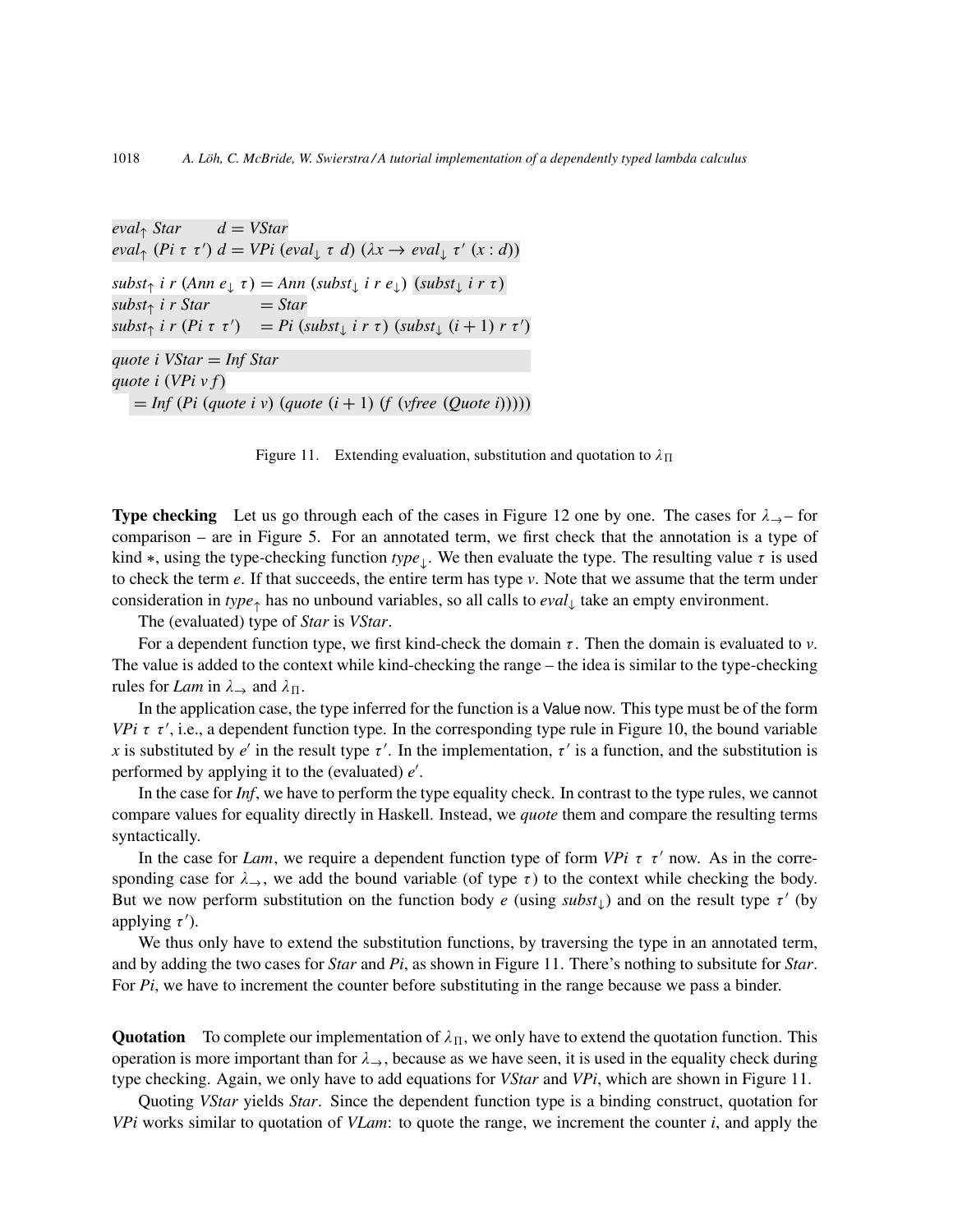```
eval↑ Star       d = VStar
eval↑ (Pi τ τ′) d = VPi (eval↓ τ d) (λx → eval↓ τ′ (x : d))

subst↑ i r (Ann e↓ τ) = Ann (subst↓ i r e↓) (subst↓ i r τ)
subst↑ i r Star        = Star
subst↑ i r (Pi τ τ′)   = Pi (subst↓ i r τ) (subst↓ (i + 1) r τ′)

quote i VStar = Inf Star
quote i (VPi v f)
  = Inf (Pi (quote i v) (quote (i + 1) (f (vfree (Quote i)))))
```

Figure 11. Extending evaluation, substitution and quotation to $\lambda_\Pi$

**Type checking** Let us go through each of the cases in Figure 12 one by one. The cases for $\lambda_\rightarrow$ – for comparison – are in Figure 5. For an annotated term, we first check that the annotation is a type of kind $*$, using the type-checking function $type_\downarrow$. We then evaluate the type. The resulting value $\tau$ is used to check the term $e$. If that succeeds, the entire term has type $v$. Note that we assume that the term under consideration in $type_\uparrow$ has no unbound variables, so all calls to $eval_\downarrow$ take an empty environment.

The (evaluated) type of *Star* is *VStar*.

For a dependent function type, we first kind-check the domain $\tau$. Then the domain is evaluated to $v$. The value is added to the context while kind-checking the range – the idea is similar to the type-checking rules for *Lam* in $\lambda_\rightarrow$ and $\lambda_\Pi$.

In the application case, the type inferred for the function is a Value now. This type must be of the form *VPi* $\tau$ $\tau'$, i.e., a dependent function type. In the corresponding type rule in Figure 10, the bound variable $x$ is substituted by $e'$ in the result type $\tau'$. In the implementation, $\tau'$ is a function, and the substitution is performed by applying it to the (evaluated) $e'$.

In the case for *Inf*, we have to perform the type equality check. In contrast to the type rules, we cannot compare values for equality directly in Haskell. Instead, we *quote* them and compare the resulting terms syntactically.

In the case for *Lam*, we require a dependent function type of form *VPi* $\tau$ $\tau'$ now. As in the corresponding case for $\lambda_\rightarrow$, we add the bound variable (of type $\tau$) to the context while checking the body. But we now perform substitution on the function body $e$ (using $subst_\downarrow$) and on the result type $\tau'$ (by applying $\tau'$).

We thus only have to extend the substitution functions, by traversing the type in an annotated term, and by adding the two cases for *Star* and *Pi*, as shown in Figure 11. There's nothing to subsitute for *Star*. For *Pi*, we have to increment the counter before substituting in the range because we pass a binder.

**Quotation** To complete our implementation of $\lambda_\Pi$, we only have to extend the quotation function. This operation is more important than for $\lambda_\rightarrow$, because as we have seen, it is used in the equality check during type checking. Again, we only have to add equations for *VStar* and *VPi*, which are shown in Figure 11.

Quoting *VStar* yields *Star*. Since the dependent function type is a binding construct, quotation for *VPi* works similar to quotation of *VLam*: to quote the range, we increment the counter $i$, and apply the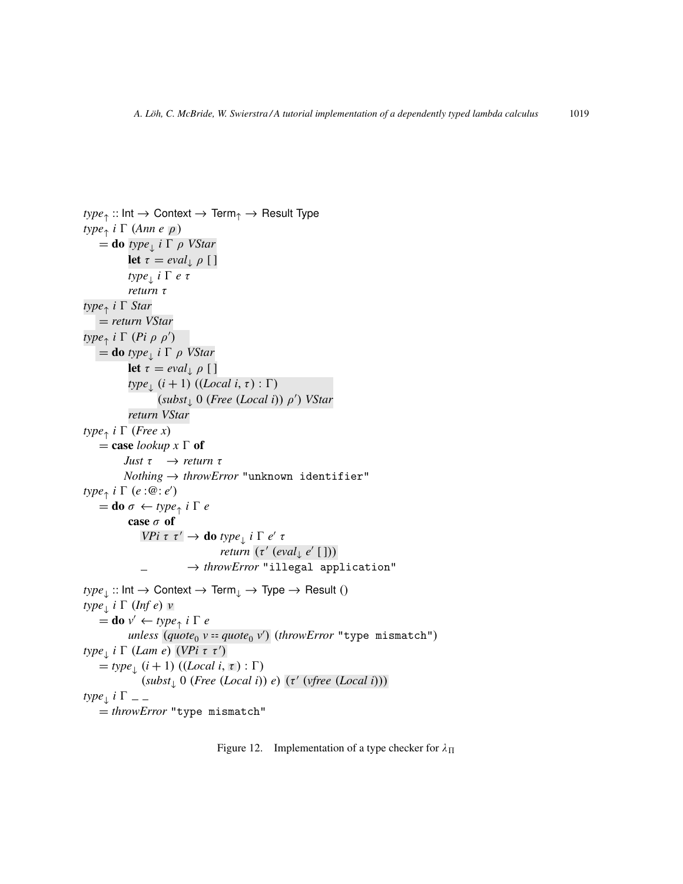```
type↑ :: Int → Context → Term↑ → Result Type
type↑ i Γ (Ann e ρ)
  = do type↓ i Γ ρ VStar
       let τ = eval↓ ρ [ ]
       type↓ i Γ e τ
       return τ
type↑ i Γ Star
  = return VStar
type↑ i Γ (Pi ρ ρ')
  = do type↓ i Γ ρ VStar
       let τ = eval↓ ρ [ ]
       type↓ (i + 1) ((Local i, τ) : Γ)
             (subst↓ 0 (Free (Local i)) ρ') VStar
       return VStar
type↑ i Γ (Free x)
  = case lookup x Γ of
      Just τ  → return τ
      Nothing → throwError "unknown identifier"
type↑ i Γ (e :@: e')
  = do σ ← type↑ i Γ e
       case σ of
         VPi τ τ' → do type↓ i Γ e' τ
                       return (τ' (eval↓ e' [ ]))
         _        → throwError "illegal application"

type↓ :: Int → Context → Term↓ → Type → Result ()
type↓ i Γ (Inf e) v
  = do v' ← type↑ i Γ e
       unless (quote₀ v == quote₀ v') (throwError "type mismatch")
type↓ i Γ (Lam e) (VPi τ τ')
  = type↓ (i + 1) ((Local i, τ) : Γ)
          (subst↓ 0 (Free (Local i)) e) (τ' (vfree (Local i)))
type↓ i Γ _ _
  = throwError "type mismatch"
```

Figure 12. Implementation of a type checker for $\lambda_\Pi$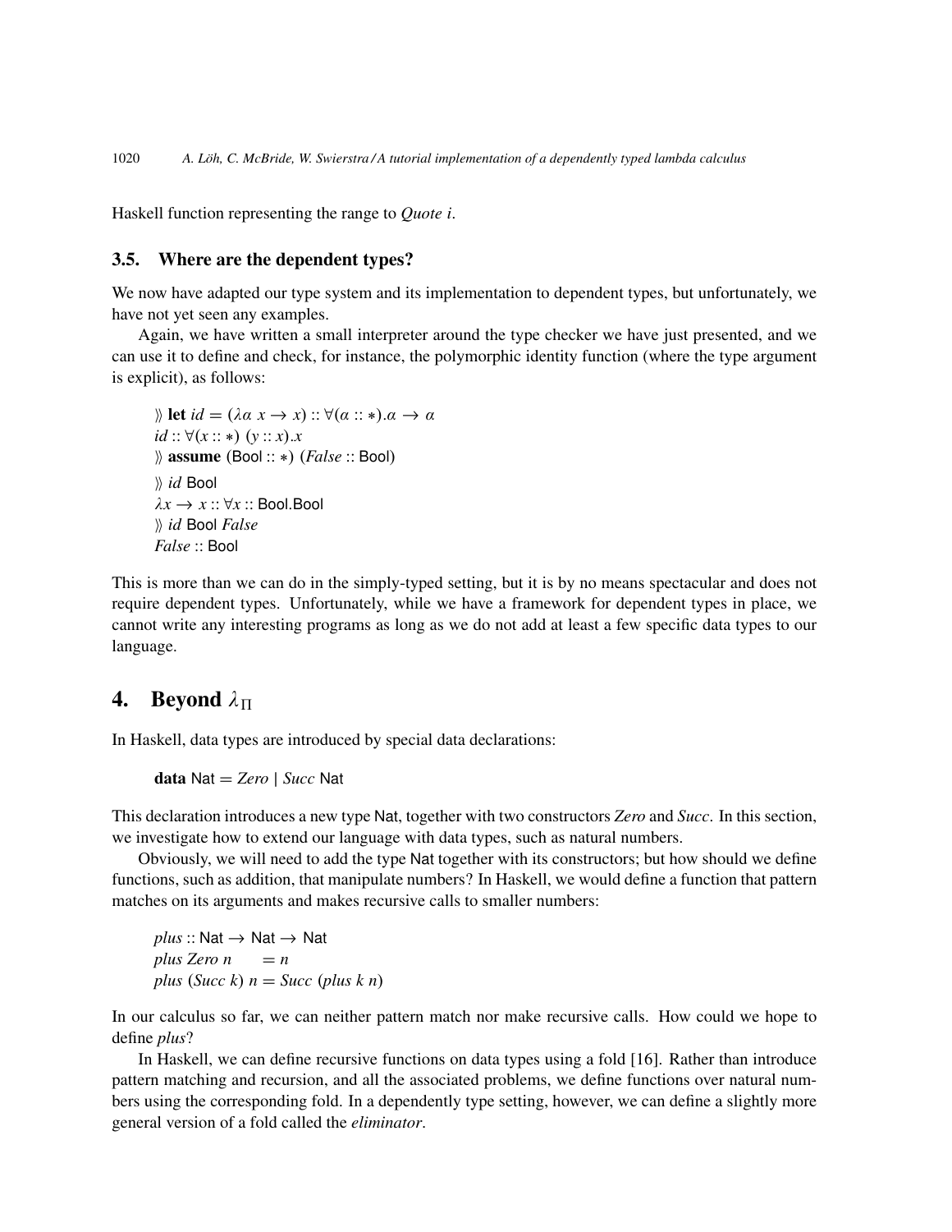Haskell function representing the range to *Quote i*.

### 3.5. Where are the dependent types?

We now have adapted our type system and its implementation to dependent types, but unfortunately, we have not yet seen any examples.

Again, we have written a small interpreter around the type checker we have just presented, and we can use it to define and check, for instance, the polymorphic identity function (where the type argument is explicit), as follows:

$\rangle\!\rangle$ **let** $id = (\lambda\alpha\ x \to x) :: \forall(\alpha :: *).\alpha \to \alpha$  
$id :: \forall(x :: *)\ (y :: x).x$  
$\rangle\!\rangle$ **assume** $(\mathsf{Bool} :: *)\ (\mathit{False} :: \mathsf{Bool})$  
$\rangle\!\rangle$ $id\ \mathsf{Bool}$  
$\lambda x \to x :: \forall x :: \mathsf{Bool}.\mathsf{Bool}$  
$\rangle\!\rangle$ $id\ \mathsf{Bool}\ \mathit{False}$  
$\mathit{False} :: \mathsf{Bool}$

This is more than we can do in the simply-typed setting, but it is by no means spectacular and does not require dependent types. Unfortunately, while we have a framework for dependent types in place, we cannot write any interesting programs as long as we do not add at least a few specific data types to our language.

## 4. Beyond $\lambda_\Pi$

In Haskell, data types are introduced by special data declarations:

```
data Nat = Zero | Succ Nat
```

This declaration introduces a new type Nat, together with two constructors *Zero* and *Succ*. In this section, we investigate how to extend our language with data types, such as natural numbers.

Obviously, we will need to add the type Nat together with its constructors; but how should we define functions, such as addition, that manipulate numbers? In Haskell, we would define a function that pattern matches on its arguments and makes recursive calls to smaller numbers:

```
plus :: Nat → Nat → Nat
plus Zero n     = n
plus (Succ k) n = Succ (plus k n)
```

In our calculus so far, we can neither pattern match nor make recursive calls. How could we hope to define *plus*?

In Haskell, we can define recursive functions on data types using a fold [16]. Rather than introduce pattern matching and recursion, and all the associated problems, we define functions over natural numbers using the corresponding fold. In a dependently type setting, however, we can define a slightly more general version of a fold called the *eliminator*.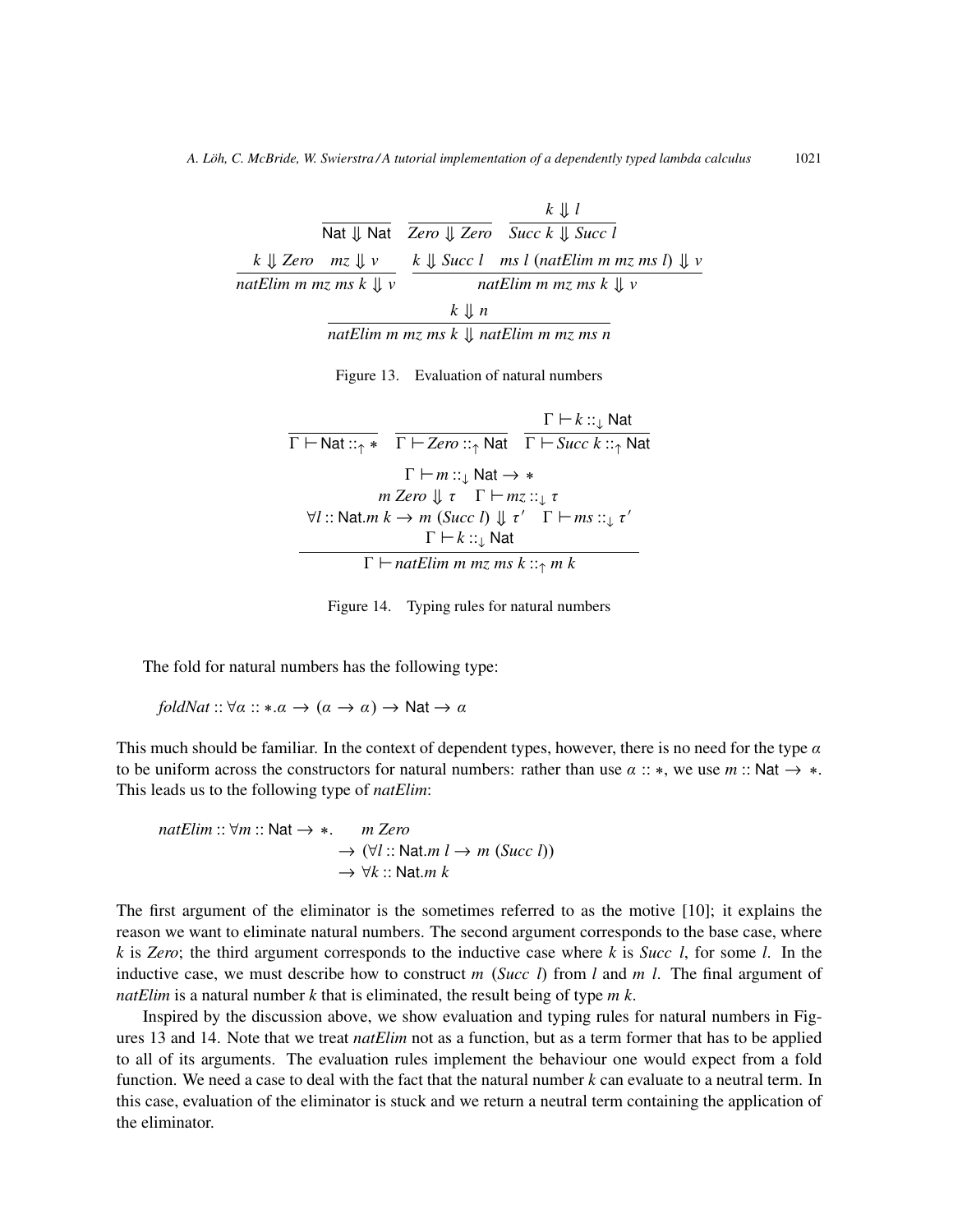$$\frac{}{\mathsf{Nat} \Downarrow \mathsf{Nat}} \qquad \frac{}{\mathit{Zero} \Downarrow \mathit{Zero}} \qquad \frac{k \Downarrow l}{\mathit{Succ}\ k \Downarrow \mathit{Succ}\ l}$$

$$\frac{k \Downarrow \mathit{Zero} \quad mz \Downarrow v}{\mathit{natElim}\ m\ mz\ ms\ k \Downarrow v} \qquad \frac{k \Downarrow \mathit{Succ}\ l \quad ms\ l\ (\mathit{natElim}\ m\ mz\ ms\ l) \Downarrow v}{\mathit{natElim}\ m\ mz\ ms\ k \Downarrow v}$$

$$\frac{k \Downarrow n}{\mathit{natElim}\ m\ mz\ ms\ k \Downarrow \mathit{natElim}\ m\ mz\ ms\ n}$$

Figure 13. Evaluation of natural numbers

$$\frac{}{\Gamma \vdash \mathsf{Nat} ::_{\uparrow} *} \qquad \frac{}{\Gamma \vdash \mathit{Zero} ::_{\uparrow} \mathsf{Nat}} \qquad \frac{\Gamma \vdash k ::_{\downarrow} \mathsf{Nat}}{\Gamma \vdash \mathit{Succ}\ k ::_{\uparrow} \mathsf{Nat}}$$

$$\frac{\begin{array}{c} \Gamma \vdash m ::_{\downarrow} \mathsf{Nat} \rightarrow * \\ m\ \mathit{Zero} \Downarrow \tau \quad \Gamma \vdash mz ::_{\downarrow} \tau \\ \forall l :: \mathsf{Nat}.m\ k \rightarrow m\ (\mathit{Succ}\ l) \Downarrow \tau' \quad \Gamma \vdash ms ::_{\downarrow} \tau' \\ \Gamma \vdash k ::_{\downarrow} \mathsf{Nat} \end{array}}{\Gamma \vdash \mathit{natElim}\ m\ mz\ ms\ k ::_{\uparrow} m\ k}$$

Figure 14. Typing rules for natural numbers

The fold for natural numbers has the following type:

$$\mathit{foldNat} :: \forall \alpha :: *.\alpha \rightarrow (\alpha \rightarrow \alpha) \rightarrow \mathsf{Nat} \rightarrow \alpha$$

This much should be familiar. In the context of dependent types, however, there is no need for the type $\alpha$ to be uniform across the constructors for natural numbers: rather than use $\alpha :: *$, we use $m :: \mathsf{Nat} \rightarrow *$. This leads us to the following type of *natElim*:

$$\begin{aligned} \mathit{natElim} :: \forall m :: \mathsf{Nat} \rightarrow *. \quad & m\ \mathit{Zero} \\ & \rightarrow (\forall l :: \mathsf{Nat}.m\ l \rightarrow m\ (\mathit{Succ}\ l)) \\ & \rightarrow \forall k :: \mathsf{Nat}.m\ k \end{aligned}$$

The first argument of the eliminator is the sometimes referred to as the motive [10]; it explains the reason we want to eliminate natural numbers. The second argument corresponds to the base case, where $k$ is *Zero*; the third argument corresponds to the inductive case where $k$ is *Succ* $l$, for some $l$. In the inductive case, we must describe how to construct $m\ (\mathit{Succ}\ l)$ from $l$ and $m\ l$. The final argument of *natElim* is a natural number $k$ that is eliminated, the result being of type $m\ k$.

Inspired by the discussion above, we show evaluation and typing rules for natural numbers in Figures 13 and 14. Note that we treat *natElim* not as a function, but as a term former that has to be applied to all of its arguments. The evaluation rules implement the behaviour one would expect from a fold function. We need a case to deal with the fact that the natural number $k$ can evaluate to a neutral term. In this case, evaluation of the eliminator is stuck and we return a neutral term containing the application of the eliminator.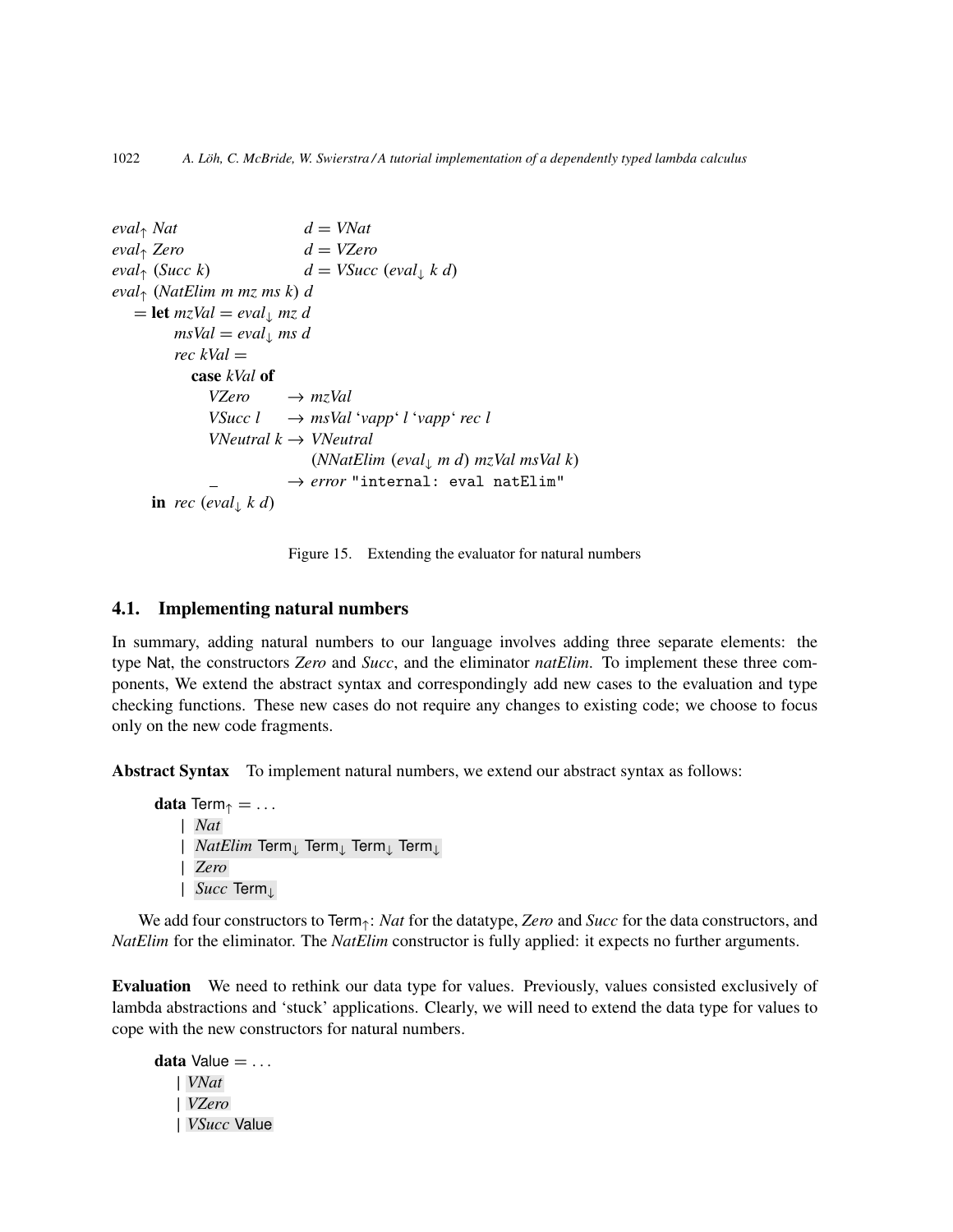```
eval↑ Nat                d = VNat
eval↑ Zero               d = VZero
eval↑ (Succ k)           d = VSucc (eval↓ k d)
eval↑ (NatElim m mz ms k) d
  = let mzVal = eval↓ mz d
        msVal = eval↓ ms d
        rec kVal =
          case kVal of
            VZero      → mzVal
            VSucc l    → msVal `vapp` l `vapp` rec l
            VNeutral k → VNeutral
                           (NNatElim (eval↓ m d) mzVal msVal k)
            _          → error "internal: eval natElim"
    in rec (eval↓ k d)
```

Figure 15. Extending the evaluator for natural numbers

### 4.1. Implementing natural numbers

In summary, adding natural numbers to our language involves adding three separate elements: the type Nat, the constructors *Zero* and *Succ*, and the eliminator *natElim*. To implement these three components, We extend the abstract syntax and correspondingly add new cases to the evaluation and type checking functions. These new cases do not require any changes to existing code; we choose to focus only on the new code fragments.

**Abstract Syntax** To implement natural numbers, we extend our abstract syntax as follows:

```
data Term↑ = ...
   | Nat
   | NatElim Term↓ Term↓ Term↓ Term↓
   | Zero
   | Succ Term↓
```

We add four constructors to $\mathsf{Term}_\uparrow$: *Nat* for the datatype, *Zero* and *Succ* for the data constructors, and *NatElim* for the eliminator. The *NatElim* constructor is fully applied: it expects no further arguments.

**Evaluation** We need to rethink our data type for values. Previously, values consisted exclusively of lambda abstractions and 'stuck' applications. Clearly, we will need to extend the data type for values to cope with the new constructors for natural numbers.

```
data Value = ...
   | VNat
   | VZero
   | VSucc Value
```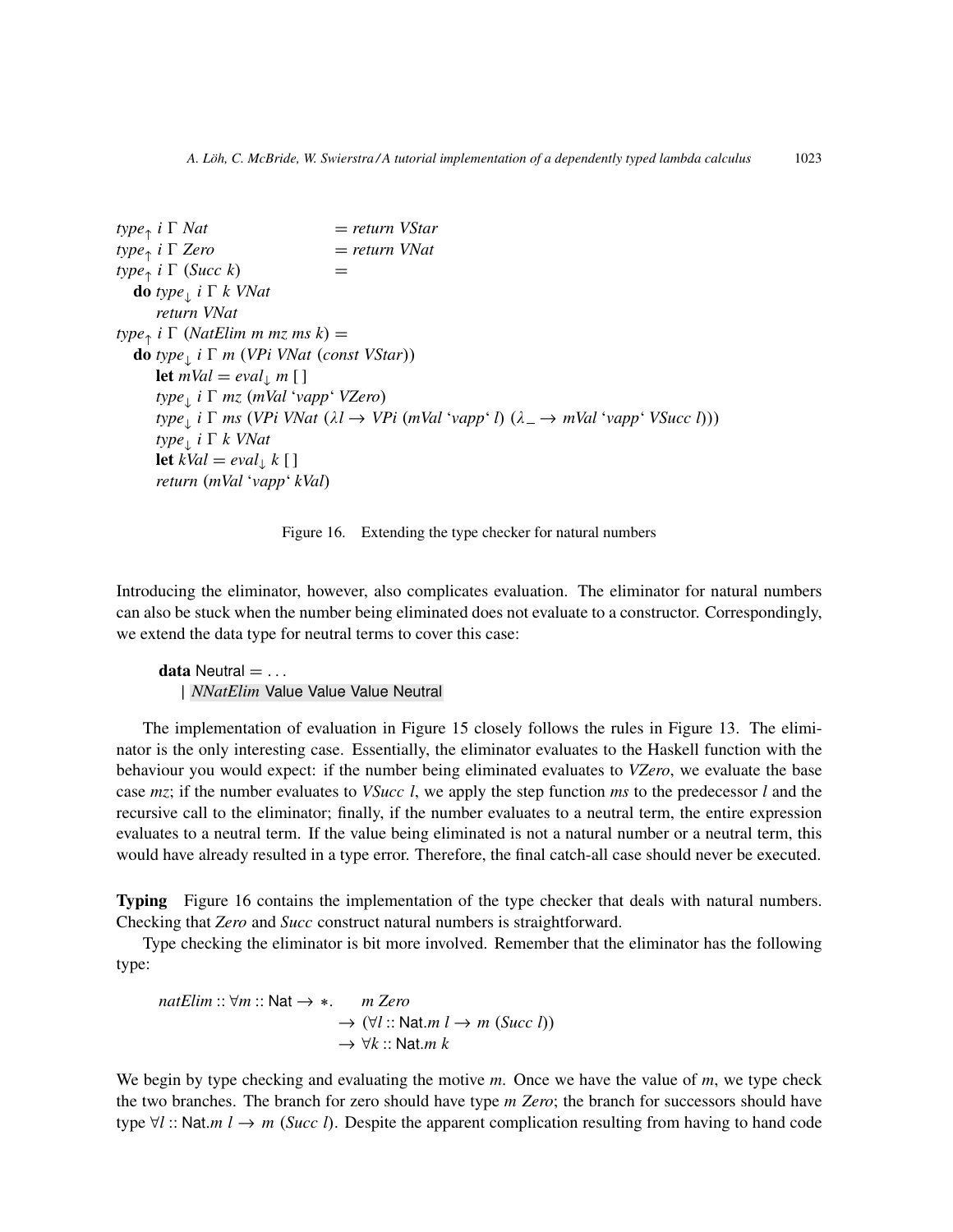```
type↑ i Γ Nat               = return VStar
type↑ i Γ Zero              = return VNat
type↑ i Γ (Succ k)          =
  do type↓ i Γ k VNat
     return VNat
type↑ i Γ (NatElim m mz ms k) =
  do type↓ i Γ m (VPi VNat (const VStar))
     let mVal = eval↓ m [ ]
     type↓ i Γ mz (mVal `vapp` VZero)
     type↓ i Γ ms (VPi VNat (λl → VPi (mVal `vapp` l) (λ_ → mVal `vapp` VSucc l)))
     type↓ i Γ k VNat
     let kVal = eval↓ k [ ]
     return (mVal `vapp` kVal)
```

Figure 16. Extending the type checker for natural numbers

Introducing the eliminator, however, also complicates evaluation. The eliminator for natural numbers can also be stuck when the number being eliminated does not evaluate to a constructor. Correspondingly, we extend the data type for neutral terms to cover this case:

```
data Neutral = ...
  | NNatElim Value Value Value Neutral
```

The implementation of evaluation in Figure 15 closely follows the rules in Figure 13. The eliminator is the only interesting case. Essentially, the eliminator evaluates to the Haskell function with the behaviour you would expect: if the number being eliminated evaluates to *VZero*, we evaluate the base case *mz*; if the number evaluates to *VSucc l*, we apply the step function *ms* to the predecessor *l* and the recursive call to the eliminator; finally, if the number evaluates to a neutral term, the entire expression evaluates to a neutral term. If the value being eliminated is not a natural number or a neutral term, this would have already resulted in a type error. Therefore, the final catch-all case should never be executed.

**Typing** Figure 16 contains the implementation of the type checker that deals with natural numbers. Checking that *Zero* and *Succ* construct natural numbers is straightforward.

Type checking the eliminator is bit more involved. Remember that the eliminator has the following type:

$$
\begin{aligned}
natElim :: \forall m :: \mathsf{Nat} \to *.\quad & m\ Zero \\
& \to (\forall l :: \mathsf{Nat}. m\ l \to m\ (Succ\ l)) \\
& \to \forall k :: \mathsf{Nat}. m\ k
\end{aligned}
$$

We begin by type checking and evaluating the motive *m*. Once we have the value of *m*, we type check the two branches. The branch for zero should have type *m Zero*; the branch for successors should have type $\forall l :: \mathsf{Nat}. m\ l \to m\ (Succ\ l)$. Despite the apparent complication resulting from having to hand code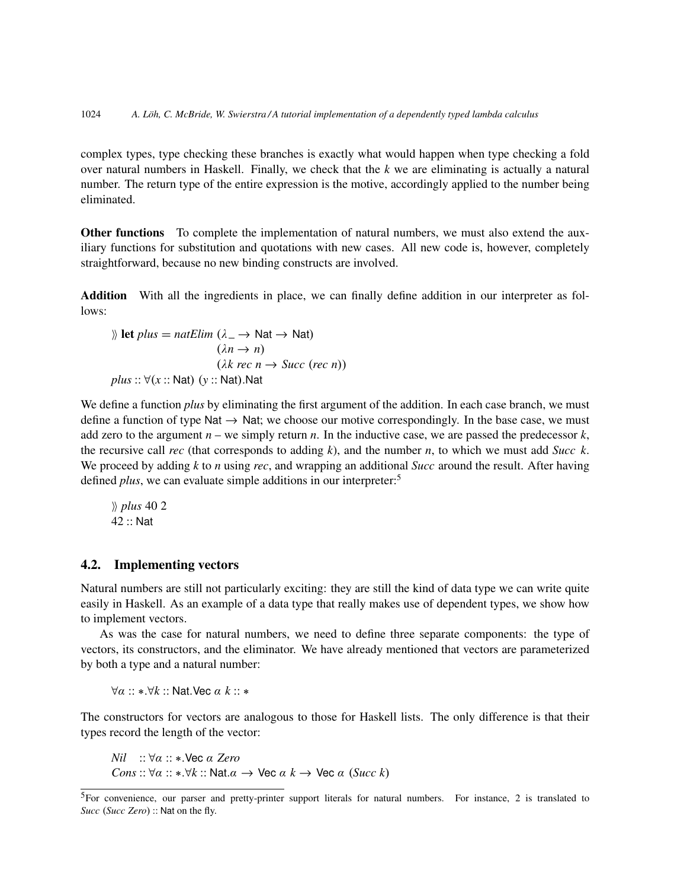complex types, type checking these branches is exactly what would happen when type checking a fold over natural numbers in Haskell. Finally, we check that the $k$ we are eliminating is actually a natural number. The return type of the entire expression is the motive, accordingly applied to the number being eliminated.

**Other functions** To complete the implementation of natural numbers, we must also extend the auxiliary functions for substitution and quotations with new cases. All new code is, however, completely straightforward, because no new binding constructs are involved.

**Addition** With all the ingredients in place, we can finally define addition in our interpreter as follows:

$$
\begin{aligned}
&\rangle\!\rangle\ \textbf{let}\ \mathit{plus} = \mathit{natElim}\ (\lambda\_ \rightarrow \mathsf{Nat} \rightarrow \mathsf{Nat}) \\
&\qquad\qquad\qquad\qquad (\lambda n \rightarrow n) \\
&\qquad\qquad\qquad\qquad (\lambda k\ \mathit{rec}\ n \rightarrow \mathit{Succ}\ (\mathit{rec}\ n)) \\
&\mathit{plus} :: \forall (x :: \mathsf{Nat})\ (y :: \mathsf{Nat}).\mathsf{Nat}
\end{aligned}
$$

We define a function *plus* by eliminating the first argument of the addition. In each case branch, we must define a function of type $\mathsf{Nat} \rightarrow \mathsf{Nat}$; we choose our motive correspondingly. In the base case, we must add zero to the argument $n$ – we simply return $n$. In the inductive case, we are passed the predecessor $k$, the recursive call *rec* (that corresponds to adding $k$), and the number $n$, to which we must add $\mathit{Succ}\ k$. We proceed by adding $k$ to $n$ using *rec*, and wrapping an additional *Succ* around the result. After having defined *plus*, we can evaluate simple additions in our interpreter:[5]

$$
\begin{aligned}
&\rangle\!\rangle\ \mathit{plus}\ 40\ 2 \\
&42 :: \mathsf{Nat}
\end{aligned}
$$

## 4.2. Implementing vectors

Natural numbers are still not particularly exciting: they are still the kind of data type we can write quite easily in Haskell. As an example of a data type that really makes use of dependent types, we show how to implement vectors.

As was the case for natural numbers, we need to define three separate components: the type of vectors, its constructors, and the eliminator. We have already mentioned that vectors are parameterized by both a type and a natural number:

$$\forall \alpha :: *.\forall k :: \mathsf{Nat}.\mathsf{Vec}\ \alpha\ k :: *$$

The constructors for vectors are analogous to those for Haskell lists. The only difference is that their types record the length of the vector:

$$
\begin{aligned}
&\mathit{Nil}\ \ \ :: \forall \alpha :: *.\mathsf{Vec}\ \alpha\ \mathit{Zero} \\
&\mathit{Cons} :: \forall \alpha :: *.\forall k :: \mathsf{Nat}.\alpha \rightarrow \mathsf{Vec}\ \alpha\ k \rightarrow \mathsf{Vec}\ \alpha\ (\mathit{Succ}\ k)
\end{aligned}
$$

[5] For convenience, our parser and pretty-printer support literals for natural numbers. For instance, 2 is translated to $\mathit{Succ}\ (\mathit{Succ}\ \mathit{Zero}) :: \mathsf{Nat}$ on the fly.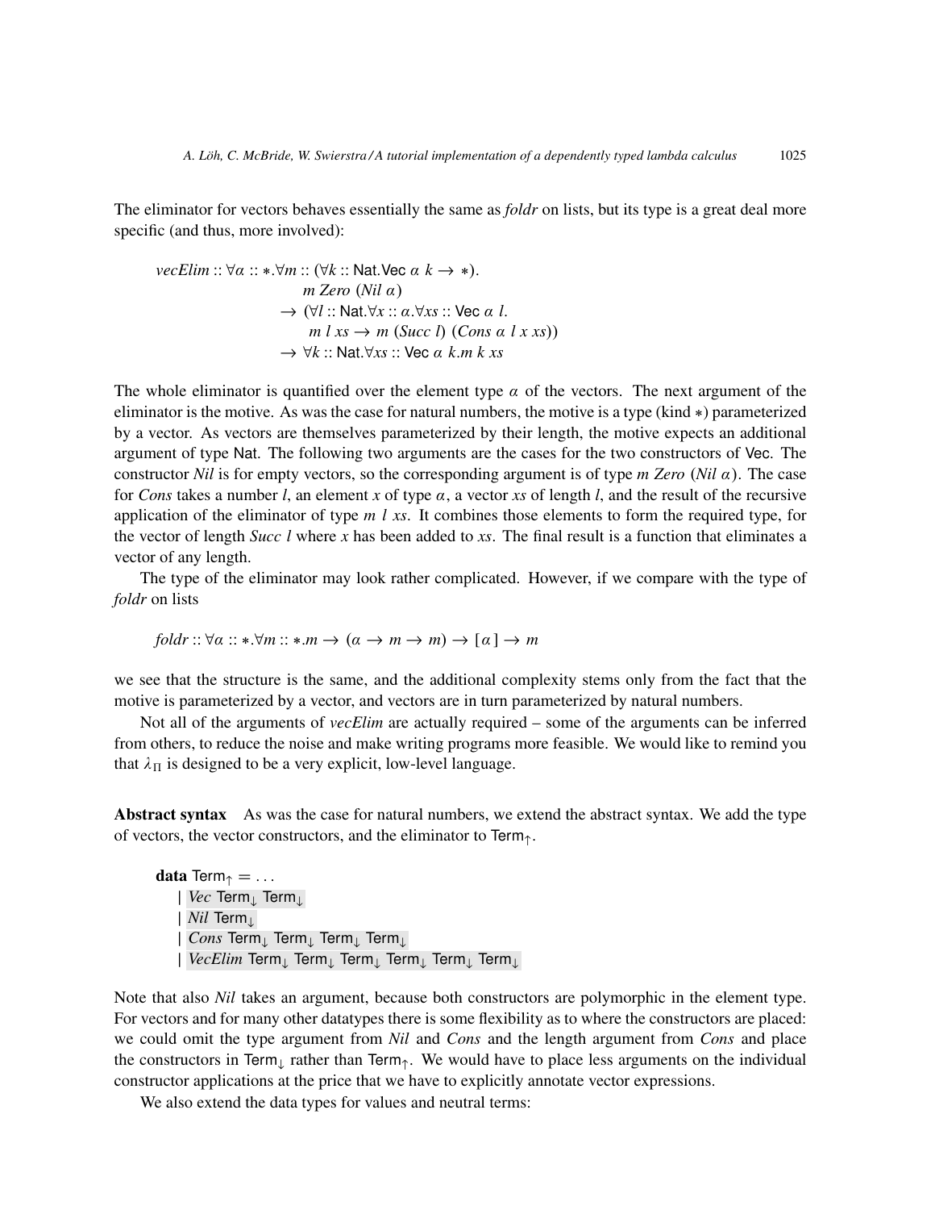The eliminator for vectors behaves essentially the same as *foldr* on lists, but its type is a great deal more specific (and thus, more involved):

$$
\begin{aligned}
\mathit{vecElim} :: \forall \alpha :: *.\forall m :: (&\forall k :: \mathsf{Nat}.\mathsf{Vec}\ \alpha\ k \to *).\\
&m\ \mathit{Zero}\ (\mathit{Nil}\ \alpha)\\
&\to (\forall l :: \mathsf{Nat}.\forall x :: \alpha.\forall \mathit{xs} :: \mathsf{Vec}\ \alpha\ l.\\
&\quad m\ l\ \mathit{xs} \to m\ (\mathit{Succ}\ l)\ (\mathit{Cons}\ \alpha\ l\ x\ \mathit{xs}))\\
&\to \forall k :: \mathsf{Nat}.\forall \mathit{xs} :: \mathsf{Vec}\ \alpha\ k.m\ k\ \mathit{xs}
\end{aligned}
$$

The whole eliminator is quantified over the element type $\alpha$ of the vectors. The next argument of the eliminator is the motive. As was the case for natural numbers, the motive is a type (kind $*$) parameterized by a vector. As vectors are themselves parameterized by their length, the motive expects an additional argument of type Nat. The following two arguments are the cases for the two constructors of Vec. The constructor *Nil* is for empty vectors, so the corresponding argument is of type $m\ \mathit{Zero}\ (\mathit{Nil}\ \alpha)$. The case for *Cons* takes a number $l$, an element $x$ of type $\alpha$, a vector $\mathit{xs}$ of length $l$, and the result of the recursive application of the eliminator of type $m\ l\ \mathit{xs}$. It combines those elements to form the required type, for the vector of length $\mathit{Succ}\ l$ where $x$ has been added to $\mathit{xs}$. The final result is a function that eliminates a vector of any length.

The type of the eliminator may look rather complicated. However, if we compare with the type of *foldr* on lists

$$
\mathit{foldr} :: \forall \alpha :: *.\forall m :: *.m \to (\alpha \to m \to m) \to [\alpha] \to m
$$

we see that the structure is the same, and the additional complexity stems only from the fact that the motive is parameterized by a vector, and vectors are in turn parameterized by natural numbers.

Not all of the arguments of *vecElim* are actually required – some of the arguments can be inferred from others, to reduce the noise and make writing programs more feasible. We would like to remind you that $\lambda_\Pi$ is designed to be a very explicit, low-level language.

**Abstract syntax** As was the case for natural numbers, we extend the abstract syntax. We add the type of vectors, the vector constructors, and the eliminator to $\mathsf{Term}_\uparrow$.

```
data Term↑ = ...
   | Vec Term↓ Term↓
   | Nil Term↓
   | Cons Term↓ Term↓ Term↓ Term↓
   | VecElim Term↓ Term↓ Term↓ Term↓ Term↓ Term↓
```

Note that also *Nil* takes an argument, because both constructors are polymorphic in the element type. For vectors and for many other datatypes there is some flexibility as to where the constructors are placed: we could omit the type argument from *Nil* and *Cons* and the length argument from *Cons* and place the constructors in $\mathsf{Term}_\downarrow$ rather than $\mathsf{Term}_\uparrow$. We would have to place less arguments on the individual constructor applications at the price that we have to explicitly annotate vector expressions.

We also extend the data types for values and neutral terms: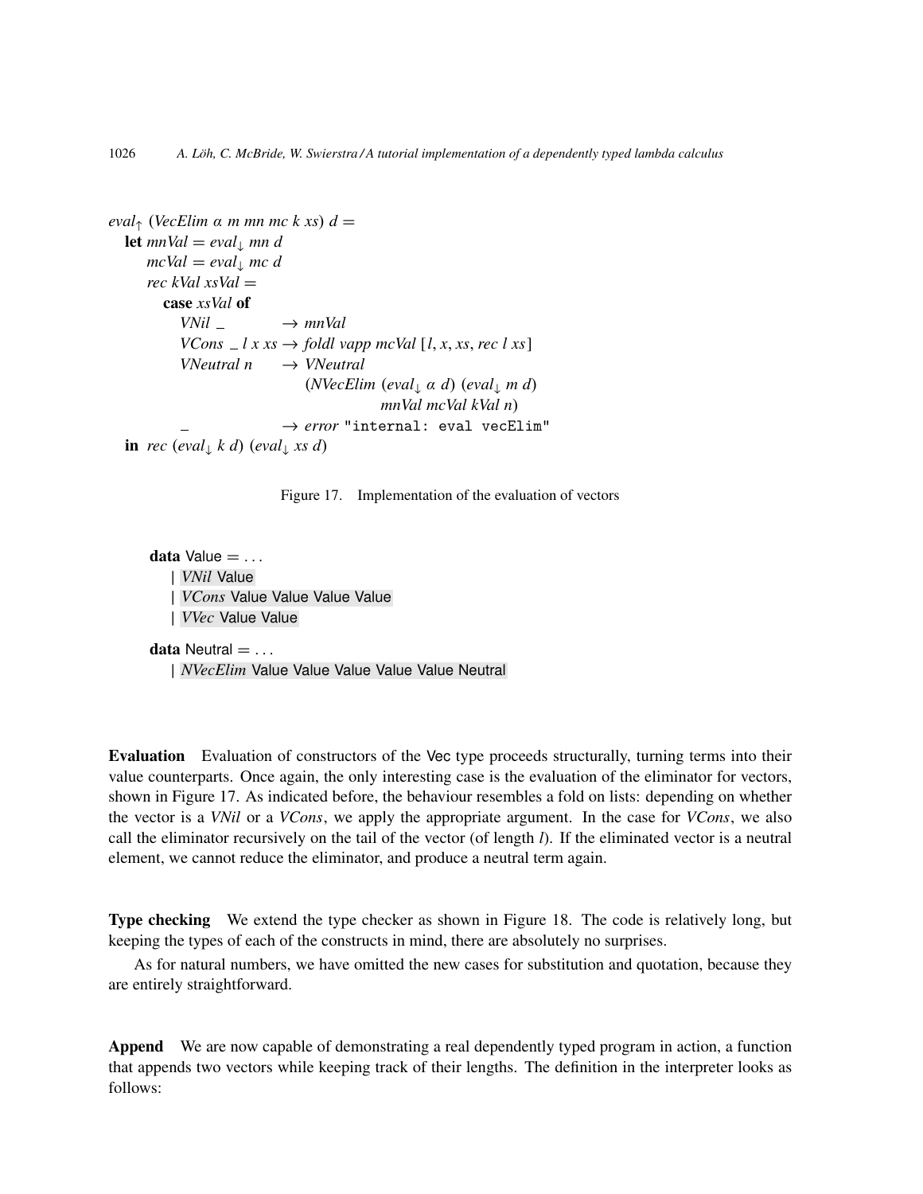```
eval↑ (VecElim α m mn mc k xs) d =
  let mnVal = eval↓ mn d
      mcVal = eval↓ mc d
      rec kVal xsVal =
        case xsVal of
          VNil _          → mnVal
          VCons _ l x xs  → foldl vapp mcVal [l, x, xs, rec l xs]
          VNeutral n      → VNeutral
                              (NVecElim (eval↓ α d) (eval↓ m d)
                                        mnVal mcVal kVal n)
          _               → error "internal: eval vecElim"
  in rec (eval↓ k d) (eval↓ xs d)
```

Figure 17. Implementation of the evaluation of vectors

```
data Value = ...
   | VNil Value
   | VCons Value Value Value Value
   | VVec Value Value

data Neutral = ...
   | NVecElim Value Value Value Value Value Neutral
```

**Evaluation** Evaluation of constructors of the Vec type proceeds structurally, turning terms into their value counterparts. Once again, the only interesting case is the evaluation of the eliminator for vectors, shown in Figure 17. As indicated before, the behaviour resembles a fold on lists: depending on whether the vector is a *VNil* or a *VCons*, we apply the appropriate argument. In the case for *VCons*, we also call the eliminator recursively on the tail of the vector (of length *l*). If the eliminated vector is a neutral element, we cannot reduce the eliminator, and produce a neutral term again.

**Type checking** We extend the type checker as shown in Figure 18. The code is relatively long, but keeping the types of each of the constructs in mind, there are absolutely no surprises.

As for natural numbers, we have omitted the new cases for substitution and quotation, because they are entirely straightforward.

**Append** We are now capable of demonstrating a real dependently typed program in action, a function that appends two vectors while keeping track of their lengths. The definition in the interpreter looks as follows: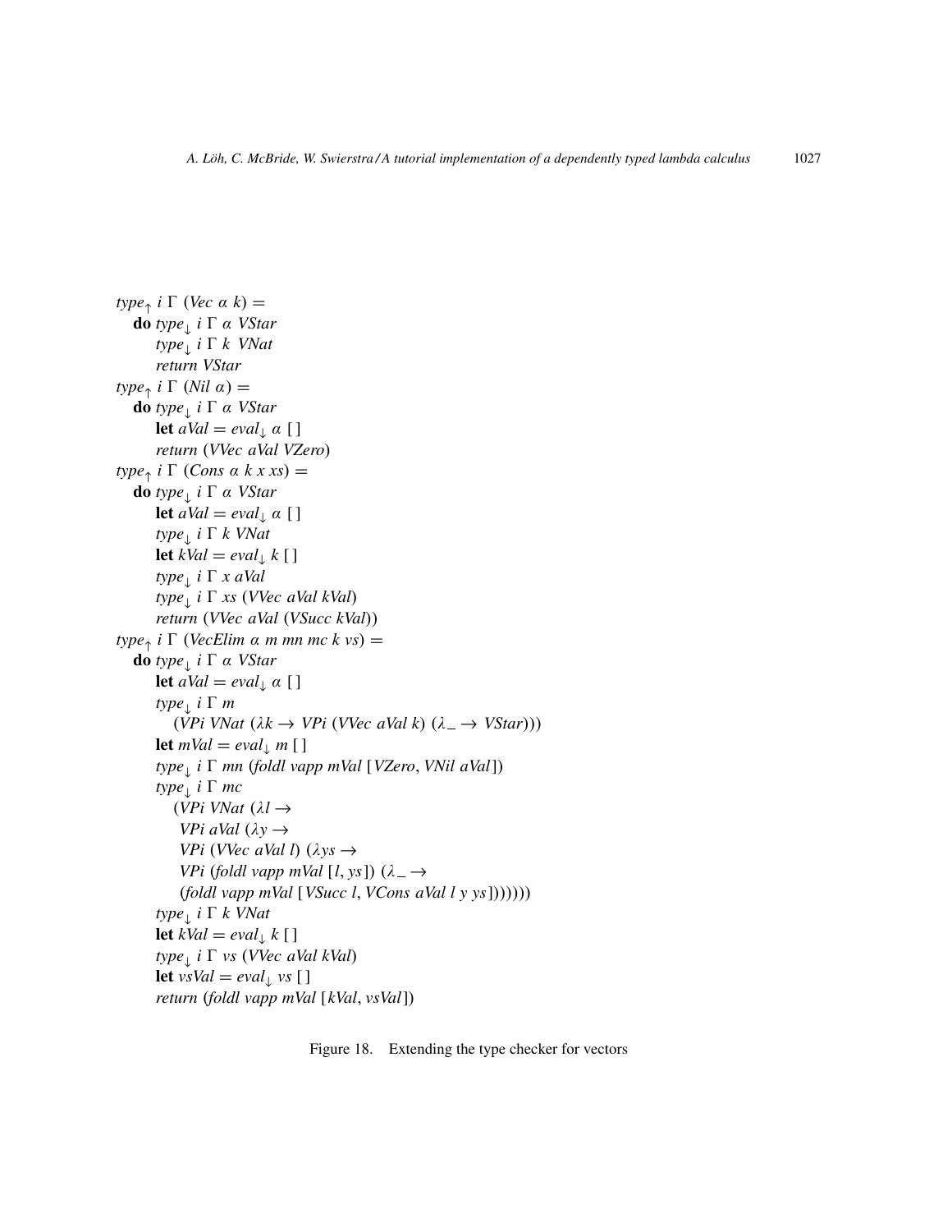```
type↑ i Γ (Vec α k) =
  do type↓ i Γ α VStar
     type↓ i Γ k VNat
     return VStar
type↑ i Γ (Nil α) =
  do type↓ i Γ α VStar
     let aVal = eval↓ α [ ]
     return (VVec aVal VZero)
type↑ i Γ (Cons α k x xs) =
  do type↓ i Γ α VStar
     let aVal = eval↓ α [ ]
     type↓ i Γ k VNat
     let kVal = eval↓ k [ ]
     type↓ i Γ x aVal
     type↓ i Γ xs (VVec aVal kVal)
     return (VVec aVal (VSucc kVal))
type↑ i Γ (VecElim α m mn mc k vs) =
  do type↓ i Γ α VStar
     let aVal = eval↓ α [ ]
     type↓ i Γ m
       (VPi VNat (λk → VPi (VVec aVal k) (λ_ → VStar)))
     let mVal = eval↓ m [ ]
     type↓ i Γ mn (foldl vapp mVal [VZero, VNil aVal])
     type↓ i Γ mc
       (VPi VNat (λl →
        VPi aVal (λy →
        VPi (VVec aVal l) (λys →
        VPi (foldl vapp mVal [l, ys]) (λ_ →
        (foldl vapp mVal [VSucc l, VCons aVal l y ys]))))))
     type↓ i Γ k VNat
     let kVal = eval↓ k [ ]
     type↓ i Γ vs (VVec aVal kVal)
     let vsVal = eval↓ vs [ ]
     return (foldl vapp mVal [kVal, vsVal])
```

Figure 18. Extending the type checker for vectors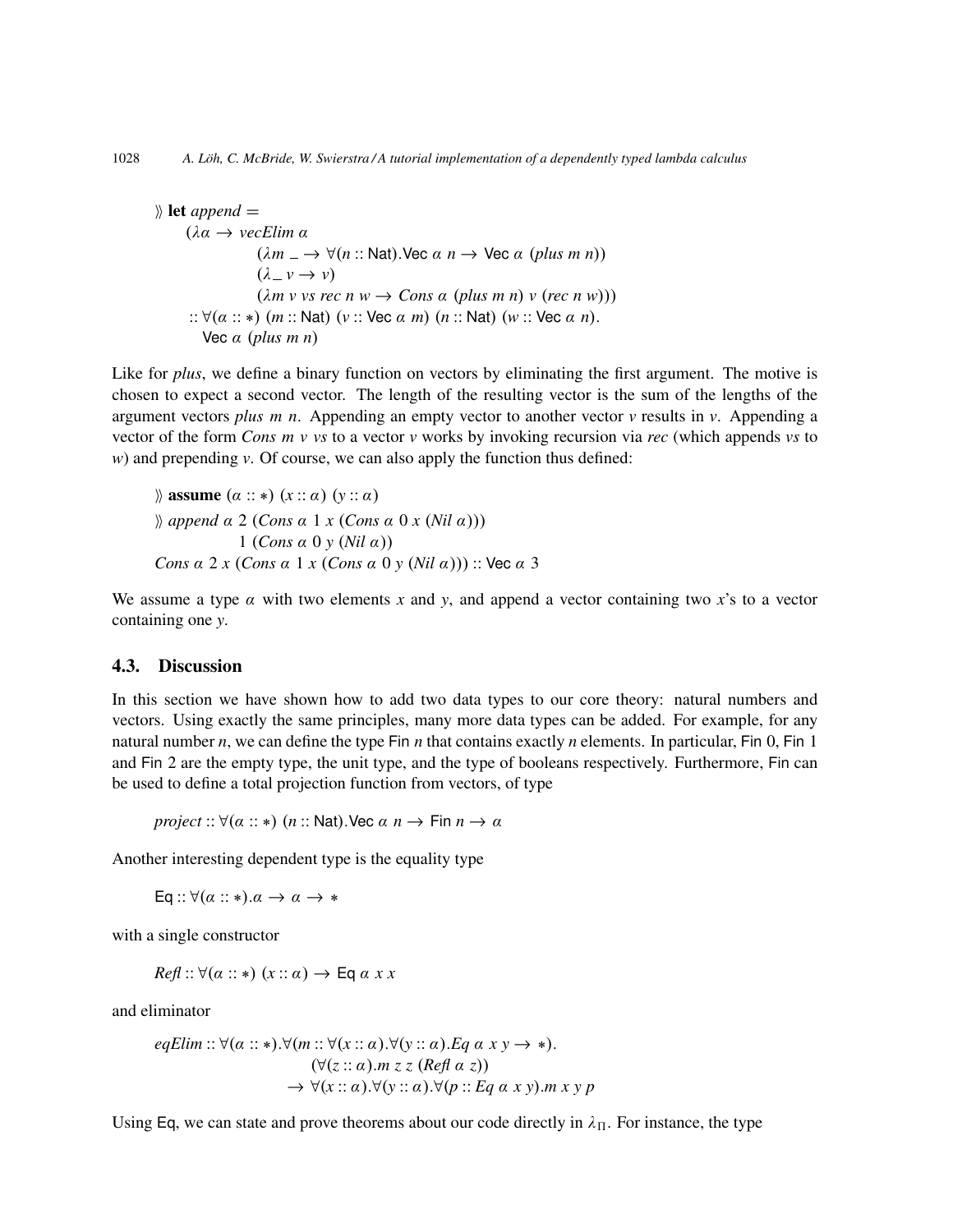```
》let append =
    (λα → vecElim α
              (λm _ → ∀(n :: Nat).Vec α n → Vec α (plus m n))
              (λ_ v → v)
              (λm v vs rec n w → Cons α (plus m n) v (rec n w)))
    :: ∀(α :: ∗) (m :: Nat) (v :: Vec α m) (n :: Nat) (w :: Vec α n).
       Vec α (plus m n)
```

Like for *plus*, we define a binary function on vectors by eliminating the first argument. The motive is chosen to expect a second vector. The length of the resulting vector is the sum of the lengths of the argument vectors *plus m n*. Appending an empty vector to another vector *v* results in *v*. Appending a vector of the form *Cons m v vs* to a vector *v* works by invoking recursion via *rec* (which appends *vs* to *w*) and prepending *v*. Of course, we can also apply the function thus defined:

```
》assume (α :: ∗) (x :: α) (y :: α)
》append α 2 (Cons α 1 x (Cons α 0 x (Nil α)))
             1 (Cons α 0 y (Nil α))
Cons α 2 x (Cons α 1 x (Cons α 0 y (Nil α))) :: Vec α 3
```

We assume a type $\alpha$ with two elements *x* and *y*, and append a vector containing two *x*'s to a vector containing one *y*.

### 4.3. Discussion

In this section we have shown how to add two data types to our core theory: natural numbers and vectors. Using exactly the same principles, many more data types can be added. For example, for any natural number *n*, we can define the type Fin *n* that contains exactly *n* elements. In particular, Fin 0, Fin 1 and Fin 2 are the empty type, the unit type, and the type of booleans respectively. Furthermore, Fin can be used to define a total projection function from vectors, of type

```
project :: ∀(α :: ∗) (n :: Nat).Vec α n → Fin n → α
```

Another interesting dependent type is the equality type

```
Eq :: ∀(α :: ∗).α → α → ∗
```

with a single constructor

```
Refl :: ∀(α :: ∗) (x :: α) → Eq α x x
```

and eliminator

```
eqElim :: ∀(α :: ∗).∀(m :: ∀(x :: α).∀(y :: α).Eq α x y → ∗).
                    (∀(z :: α).m z z (Refl α z))
                  → ∀(x :: α).∀(y :: α).∀(p :: Eq α x y).m x y p
```

Using Eq, we can state and prove theorems about our code directly in $\lambda_\Pi$. For instance, the type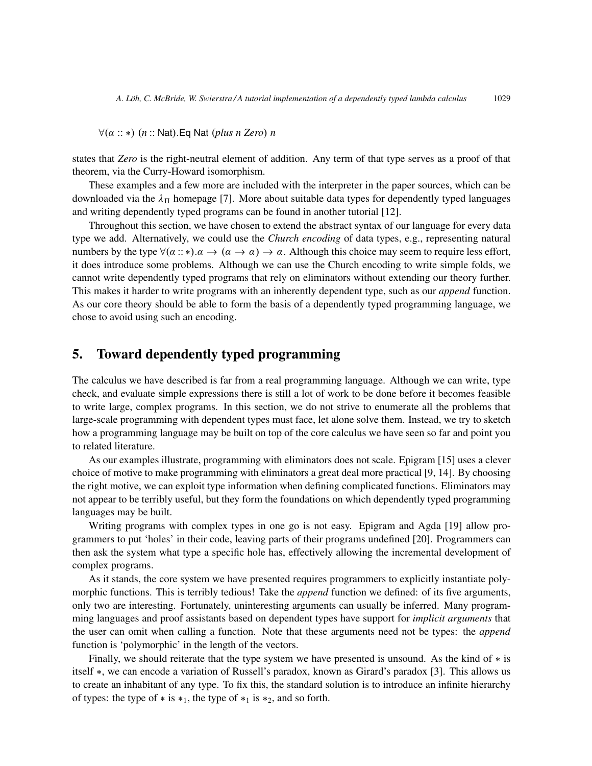$$\forall (\alpha :: *)\ (n :: \mathsf{Nat}).\mathsf{Eq}\ \mathsf{Nat}\ (\mathit{plus}\ n\ \mathit{Zero})\ n$$

states that *Zero* is the right-neutral element of addition. Any term of that type serves as a proof of that theorem, via the Curry-Howard isomorphism.

These examples and a few more are included with the interpreter in the paper sources, which can be downloaded via the $\lambda_\Pi$ homepage [7]. More about suitable data types for dependently typed languages and writing dependently typed programs can be found in another tutorial [12].

Throughout this section, we have chosen to extend the abstract syntax of our language for every data type we add. Alternatively, we could use the *Church encoding* of data types, e.g., representing natural numbers by the type $\forall (\alpha :: *).\alpha \rightarrow (\alpha \rightarrow \alpha) \rightarrow \alpha$. Although this choice may seem to require less effort, it does introduce some problems. Although we can use the Church encoding to write simple folds, we cannot write dependently typed programs that rely on eliminators without extending our theory further. This makes it harder to write programs with an inherently dependent type, such as our *append* function. As our core theory should be able to form the basis of a dependently typed programming language, we chose to avoid using such an encoding.

## 5. Toward dependently typed programming

The calculus we have described is far from a real programming language. Although we can write, type check, and evaluate simple expressions there is still a lot of work to be done before it becomes feasible to write large, complex programs. In this section, we do not strive to enumerate all the problems that large-scale programming with dependent types must face, let alone solve them. Instead, we try to sketch how a programming language may be built on top of the core calculus we have seen so far and point you to related literature.

As our examples illustrate, programming with eliminators does not scale. Epigram [15] uses a clever choice of motive to make programming with eliminators a great deal more practical [9, 14]. By choosing the right motive, we can exploit type information when defining complicated functions. Eliminators may not appear to be terribly useful, but they form the foundations on which dependently typed programming languages may be built.

Writing programs with complex types in one go is not easy. Epigram and Agda [19] allow programmers to put 'holes' in their code, leaving parts of their programs undefined [20]. Programmers can then ask the system what type a specific hole has, effectively allowing the incremental development of complex programs.

As it stands, the core system we have presented requires programmers to explicitly instantiate polymorphic functions. This is terribly tedious! Take the *append* function we defined: of its five arguments, only two are interesting. Fortunately, uninteresting arguments can usually be inferred. Many programming languages and proof assistants based on dependent types have support for *implicit arguments* that the user can omit when calling a function. Note that these arguments need not be types: the *append* function is 'polymorphic' in the length of the vectors.

Finally, we should reiterate that the type system we have presented is unsound. As the kind of $*$ is itself $*$, we can encode a variation of Russell's paradox, known as Girard's paradox [3]. This allows us to create an inhabitant of any type. To fix this, the standard solution is to introduce an infinite hierarchy of types: the type of $*$ is $*_1$, the type of $*_1$ is $*_2$, and so forth.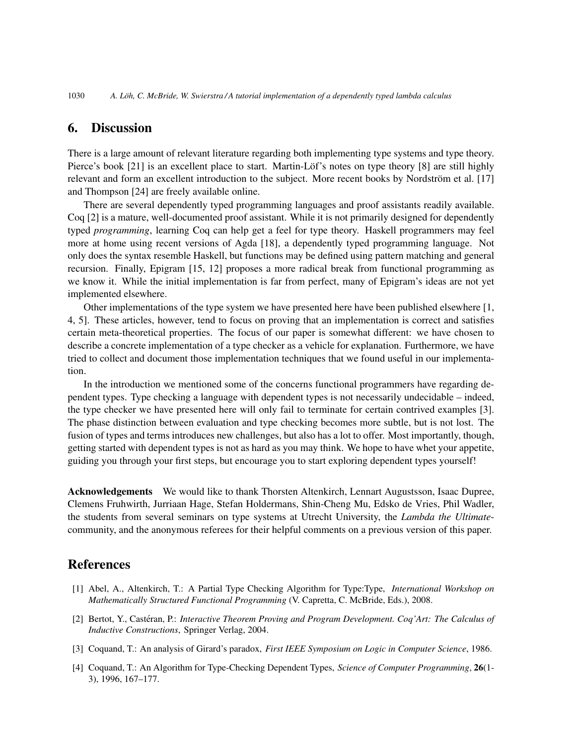## 6. Discussion

There is a large amount of relevant literature regarding both implementing type systems and type theory. Pierce's book [21] is an excellent place to start. Martin-Löf's notes on type theory [8] are still highly relevant and form an excellent introduction to the subject. More recent books by Nordström et al. [17] and Thompson [24] are freely available online.

There are several dependently typed programming languages and proof assistants readily available. Coq [2] is a mature, well-documented proof assistant. While it is not primarily designed for dependently typed *programming*, learning Coq can help get a feel for type theory. Haskell programmers may feel more at home using recent versions of Agda [18], a dependently typed programming language. Not only does the syntax resemble Haskell, but functions may be defined using pattern matching and general recursion. Finally, Epigram [15, 12] proposes a more radical break from functional programming as we know it. While the initial implementation is far from perfect, many of Epigram's ideas are not yet implemented elsewhere.

Other implementations of the type system we have presented here have been published elsewhere [1, 4, 5]. These articles, however, tend to focus on proving that an implementation is correct and satisfies certain meta-theoretical properties. The focus of our paper is somewhat different: we have chosen to describe a concrete implementation of a type checker as a vehicle for explanation. Furthermore, we have tried to collect and document those implementation techniques that we found useful in our implementation.

In the introduction we mentioned some of the concerns functional programmers have regarding dependent types. Type checking a language with dependent types is not necessarily undecidable – indeed, the type checker we have presented here will only fail to terminate for certain contrived examples [3]. The phase distinction between evaluation and type checking becomes more subtle, but is not lost. The fusion of types and terms introduces new challenges, but also has a lot to offer. Most importantly, though, getting started with dependent types is not as hard as you may think. We hope to have whet your appetite, guiding you through your first steps, but encourage you to start exploring dependent types yourself!

**Acknowledgements** We would like to thank Thorsten Altenkirch, Lennart Augustsson, Isaac Dupree, Clemens Fruhwirth, Jurriaan Hage, Stefan Holdermans, Shin-Cheng Mu, Edsko de Vries, Phil Wadler, the students from several seminars on type systems at Utrecht University, the *Lambda the Ultimate*-community, and the anonymous referees for their helpful comments on a previous version of this paper.

## References

[1] Abel, A., Altenkirch, T.: A Partial Type Checking Algorithm for Type:Type, *International Workshop on Mathematically Structured Functional Programming* (V. Capretta, C. McBride, Eds.), 2008.

[2] Bertot, Y., Castéran, P.: *Interactive Theorem Proving and Program Development. Coq'Art: The Calculus of Inductive Constructions*, Springer Verlag, 2004.

[3] Coquand, T.: An analysis of Girard's paradox, *First IEEE Symposium on Logic in Computer Science*, 1986.

[4] Coquand, T.: An Algorithm for Type-Checking Dependent Types, *Science of Computer Programming*, **26**(1-3), 1996, 167–177.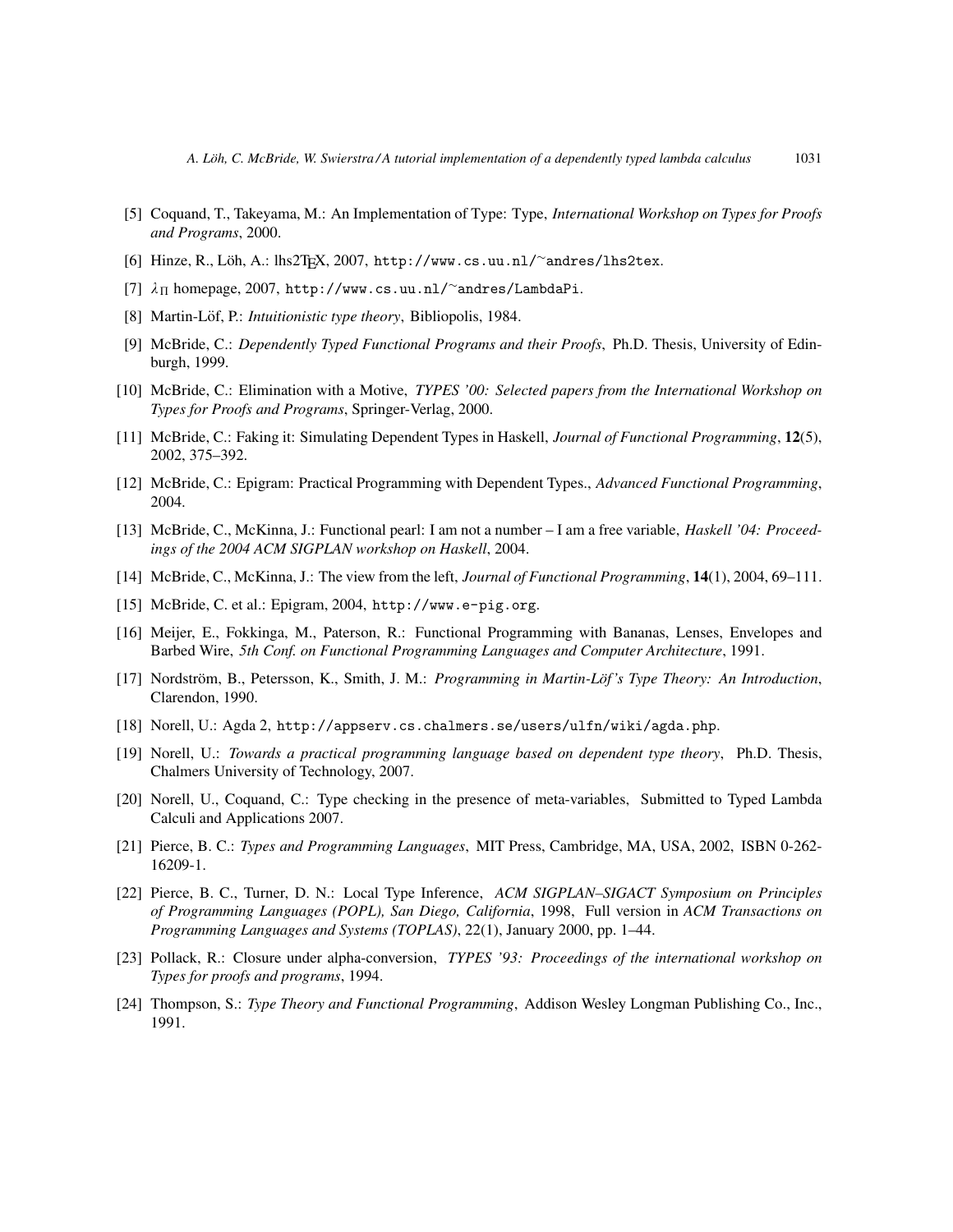[5] Coquand, T., Takeyama, M.: An Implementation of Type: Type, *International Workshop on Types for Proofs and Programs*, 2000.

[6] Hinze, R., Löh, A.: lhs2TeX, 2007, `http://www.cs.uu.nl/~andres/lhs2tex`.

[7] $\lambda_\Pi$ homepage, 2007, `http://www.cs.uu.nl/~andres/LambdaPi`.

[8] Martin-Löf, P.: *Intuitionistic type theory*, Bibliopolis, 1984.

[9] McBride, C.: *Dependently Typed Functional Programs and their Proofs*, Ph.D. Thesis, University of Edinburgh, 1999.

[10] McBride, C.: Elimination with a Motive, *TYPES '00: Selected papers from the International Workshop on Types for Proofs and Programs*, Springer-Verlag, 2000.

[11] McBride, C.: Faking it: Simulating Dependent Types in Haskell, *Journal of Functional Programming*, **12**(5), 2002, 375–392.

[12] McBride, C.: Epigram: Practical Programming with Dependent Types., *Advanced Functional Programming*, 2004.

[13] McBride, C., McKinna, J.: Functional pearl: I am not a number – I am a free variable, *Haskell '04: Proceedings of the 2004 ACM SIGPLAN workshop on Haskell*, 2004.

[14] McBride, C., McKinna, J.: The view from the left, *Journal of Functional Programming*, **14**(1), 2004, 69–111.

[15] McBride, C. et al.: Epigram, 2004, `http://www.e-pig.org`.

[16] Meijer, E., Fokkinga, M., Paterson, R.: Functional Programming with Bananas, Lenses, Envelopes and Barbed Wire, *5th Conf. on Functional Programming Languages and Computer Architecture*, 1991.

[17] Nordström, B., Petersson, K., Smith, J. M.: *Programming in Martin-Löf's Type Theory: An Introduction*, Clarendon, 1990.

[18] Norell, U.: Agda 2, `http://appserv.cs.chalmers.se/users/ulfn/wiki/agda.php`.

[19] Norell, U.: *Towards a practical programming language based on dependent type theory*, Ph.D. Thesis, Chalmers University of Technology, 2007.

[20] Norell, U., Coquand, C.: Type checking in the presence of meta-variables, Submitted to Typed Lambda Calculi and Applications 2007.

[21] Pierce, B. C.: *Types and Programming Languages*, MIT Press, Cambridge, MA, USA, 2002, ISBN 0-262-16209-1.

[22] Pierce, B. C., Turner, D. N.: Local Type Inference, *ACM SIGPLAN–SIGACT Symposium on Principles of Programming Languages (POPL), San Diego, California*, 1998, Full version in *ACM Transactions on Programming Languages and Systems (TOPLAS)*, 22(1), January 2000, pp. 1–44.

[23] Pollack, R.: Closure under alpha-conversion, *TYPES '93: Proceedings of the international workshop on Types for proofs and programs*, 1994.

[24] Thompson, S.: *Type Theory and Functional Programming*, Addison Wesley Longman Publishing Co., Inc., 1991.